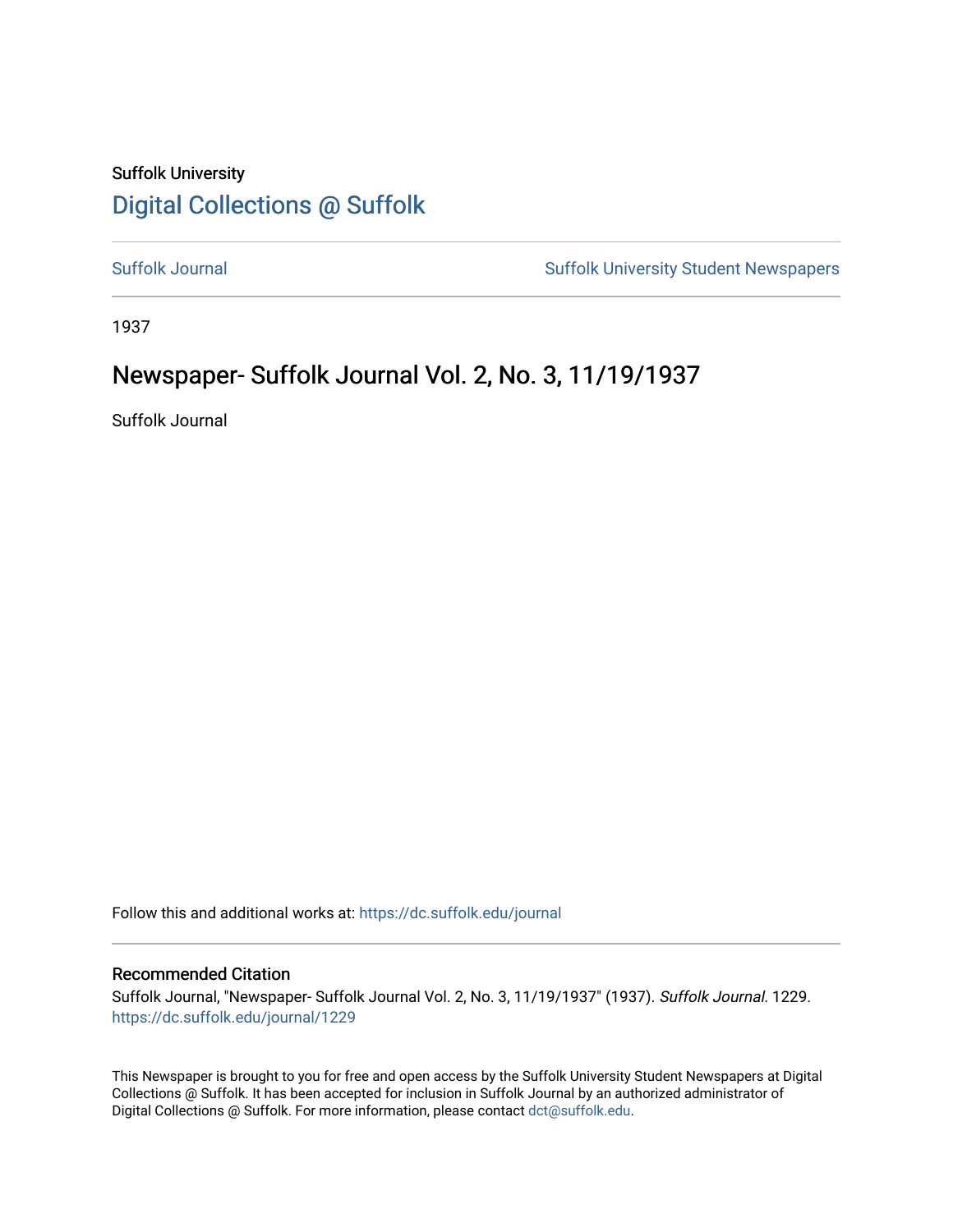Suffolk University

# Digital Collections @ Suffolk

Suffolk Journal | Suffolk University Student Newspapers

1937

## Newspaper- Suffolk Journal Vol. 2, No. 3, 11/19/1937

Suffolk Journal

Follow this and additional works at: https://dc.suffolk.edu/journal

### Recommended Citation

Suffolk Journal, "Newspaper- Suffolk Journal Vol. 2, No. 3, 11/19/1937" (1937). *Suffolk Journal*. 1229.
https://dc.suffolk.edu/journal/1229

This Newspaper is brought to you for free and open access by the Suffolk University Student Newspapers at Digital Collections @ Suffolk. It has been accepted for inclusion in Suffolk Journal by an authorized administrator of Digital Collections @ Suffolk. For more information, please contact dct@suffolk.edu.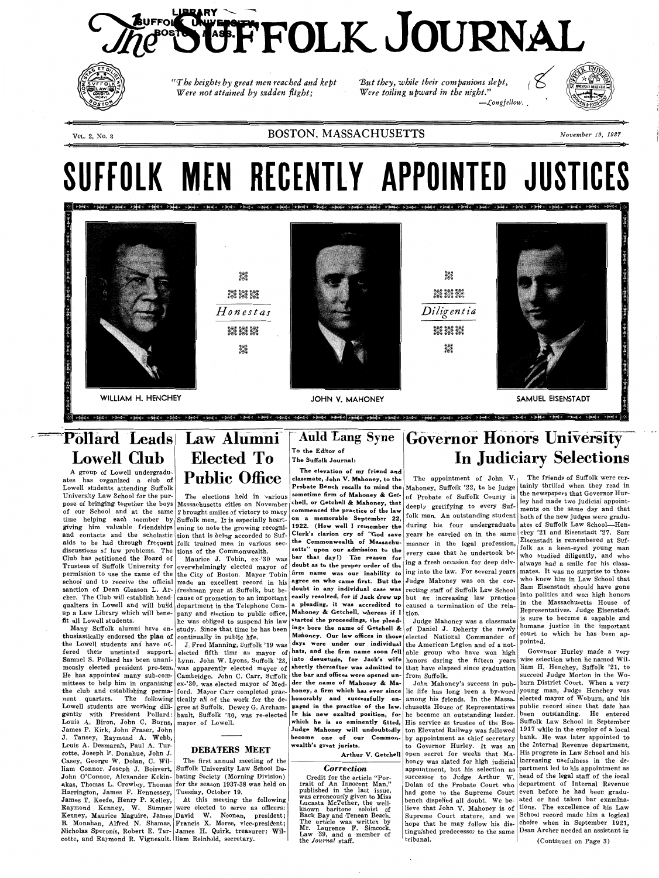# The Suffolk Journal

*"The heights by great men reached and kept*
*Were not attained by sudden flight;*
*But they, while their companions slept,*
*Were toiling upward in the night."*
—Longfellow.

Vol. 2, No. 3 — BOSTON, MASSACHUSETTS — November 19, 1937

# SUFFOLK MEN RECENTLY APPOINTED JUSTICES

*Honestas* — *Diligentia*

WILLIAM H. HENCHEY — JOHN V. MAHONEY — SAMUEL EISENSTADT

## Pollard Leads Lowell Club

A group of Lowell undergraduates has organized a club of Lowell students attending Suffolk University Law School for the purpose of bringing together the boys of our School and at the same time helping each member by giving him valuable friendships and contacts and the scholastic aids to be had through frequent discussions of law problems. The Club has petitioned the Board of Trustees of Suffolk University for permission to use the name of the school and to receive the official sanction of Dean Gleason L. Archer. The Club will establish headquarters in Lowell and will build up a Law Library which will benefit all Lowell students.

Many Suffolk alumni have enthusiastically endorsed the plan of the Lowell students and have offered their unstinted support. Samuel S. Pollard has been unanimously elected president pro-tem. He has appointed many sub-committees to help him in organizing the club and establishing permanent quarters. The following Lowell students are working diligently with President Pollard: Louis A. Biron, John C. Burns, James P. Kirk, John Fraser, John J. Tansey, Raymond A. Webb, Louis A. Desmarais, Paul A. Turcotte, Joseph F. Donahue, John J. Casey, George W. Dolan, C. William Connor, Joseph J. Boisvert, John O'Connor, Alexander Kekinakas, Thomas L. Crowley, Thomas Harrington, James F. Hennessey, James T. Keefe, Henry P. Kelley, Raymond Kenney, W. Sumner Kenney, Maurice Maguire, James B. Monahan, Alfred N. Shamas, Nicholas Speronis, Robert E. Turcotte, and Raymond R. Vigneault.

## Law Alumni Elected To Public Office

The elections held in various Massachusetts cities on November 2 brought smiles of victory to many Suffolk men. It is especially heartening to note the growing recognition that is being accorded to Suffolk trained men in various sections of the Commonwealth.

Maurice J. Tobin, ex-'30 was overwhelmingly elected mayor of the City of Boston. Mayor Tobin made an excellent record in his freshman year at Suffolk, but because of promotion to an important department in the Telephone Company and election to public office, he was obliged to suspend his law study. Since that time he has been continually in public life.

J. Fred Manning, Suffolk '19 was elected fifth time as mayor of Lynn. John W. Lyons, Suffolk '23, was apparently elected mayor of Cambridge. John C. Carr, Suffolk ex-'30, was elected mayor of Medford. Mayor Carr completed practically all of the work for the degree at Suffolk. Dewey G. Archambault, Suffolk '30, was re-elected mayor of Lowell.

## DEBATERS MEET

The first annual meeting of the Suffolk University Law School Debating Society (Morning Division) for the season 1937-38 was held on Tuesday, October 19.

At this meeting the following were elected to serve as officers: David W. Noonan, president; Francis X. Morse, vice-president; James H. Quirk, treasurer; William Reinhold, secretary.

## Auld Lang Syne

To the Editor of
The Suffolk Journal:

**The elevation of my friend and classmate, John V. Mahoney, to the Probate Bench recalls to mind the sometime firm of Mahoney & Getchell, or Getchell & Mahoney, that commenced the practice of the law on a memorable September 22, 1922. (How well I remember the Clerk's clarion cry of "God save the Commonwealth of Massachusetts" upon our admission to the bar that day!) The reason for doubt as to the proper order of the firm name was our inability to agree on who came first. But the doubt in any individual case was easily resolved, for if Jack drew up a pleading, it was accredited to Mahoney & Getchell, whereas if I started the proceedings, the pleadings bore the name of Getchell & Mahoney. Our law offices in those days were under our individual hats, and the firm name soon fell into desuetude, for Jack's wife shortly thereafter was admitted to the bar and offices were opened under the name of Mahoney & Mahoney, a firm which has ever since honorably and successfully engaged in the practice of the law. In his new exalted position, for which he is so eminently fitted, Judge Mahoney will undoubtedly become one of our Commonwealth's great jurists.**

**Arthur V. Getchell**

### *Correction*

Credit for the article "Portrait of An Innocent Man," published in the last issue, was erroneously given to Miss Lucasta McTether, the well-known baritone soloist of Back Bay and Tenean Beach. The article was written by Mr. Laurence F. Simcock, Law '39, and a member of the *Journal* staff.

## Governor Honors University In Judiciary Selections

The appointment of John V. Mahoney, Suffolk '22, to be judge of Probate of Suffolk County is deeply gratifying to every Suffolk man. An outstanding student during his four undergraduate years he carried on in the same manner in the legal profession, every case that he undertook being a fresh occasion for deep delving into the law. For several years Judge Mahoney was on the correcting staff of Suffolk Law School but an increasing law practice caused a termination of the relation.

Judge Mahoney was a classmate of Daniel J. Doherty the newly elected National Commander of the American Legion and of a notable group who have won high honors during the fifteen years that have elapsed since graduation from Suffolk.

John Mahoney's success in public life has long been a by-word among his friends. In the Massachusetts House of Representatives he became an outstanding leader. His service as trustee of the Boston Elevated Railway was followed by appointment as chief secretary to Governor Hurley. It was an open secret for weeks that Mahoney was slated for high judicial appointment, but his selection as successor to Judge Arthur W. Dolan of the Probate Court who had gone to the Supreme Court bench dispelled all doubt. We believe that John V. Mahoney is of Supreme Court stature, and we hope that he may follow his distinguished predecessor to the same tribunal.

The friends of Suffolk were certainly thrilled when they read in the newspapers that Governor Hurley had made two judicial appointments on the same day and that both of the new judges were graduates of Suffolk Law School—Henchey '21 and Eisenstadt '27. Sam Eisenstadt is remembered at Suffolk as a keen-eyed young man who studied diligently, and who always had a smile for his classmates. It was no surprise to those who knew him in Law School that Sam Eisenstadt should have gone into politics and won high honors in the Massachusetts House of Representatives. Judge Eisenstadt is sure to become a capable and humane justice in the important court to which he has been appointed.

Governor Hurley made a very wise selection when he named William H. Henchey, Suffolk '21, to succeed Judge Morton in the Woburn District Court. When a very young man, Judge Henchey was elected mayor of Woburn, and his public record since that date has been outstanding. He entered Suffolk Law School in September 1917 while in the employ of a local bank. He was later appointed to the Internal Revenue department. His progress in Law School and his increasing usefulness in the department led to his appointment as head of the legal staff of the local department of Internal Revenue even before he had been graduated or had taken bar examinations. The excellence of his Law School record made him a logical choice when in September 1921, Dean Archer needed an assistant in

(Continued on Page 3)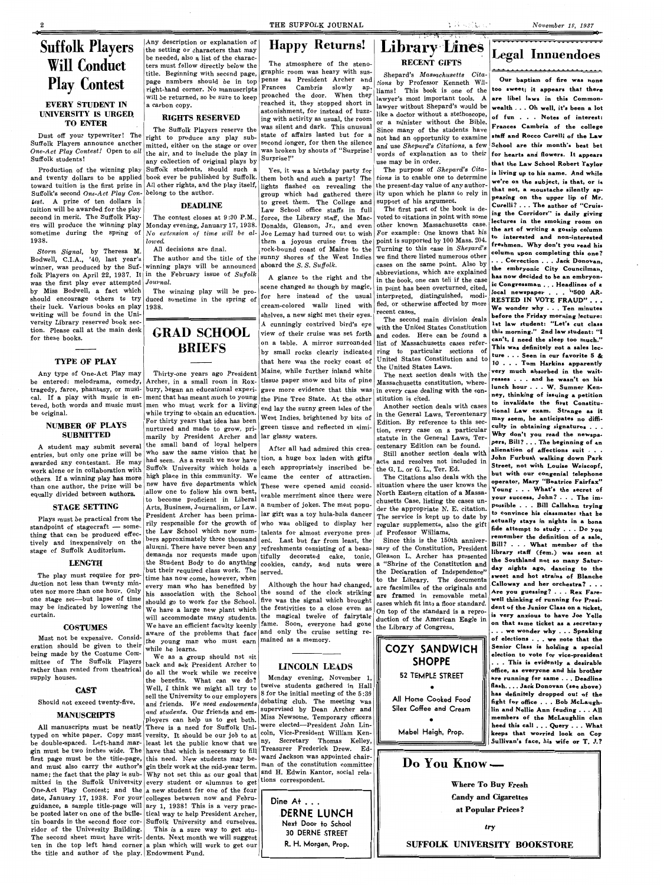# Suffolk Players Will Conduct Play Contest

### EVERY STUDENT IN UNIVERSITY IS URGED TO ENTER

Dust off your typewriter! The Suffolk Players announce another *One-Act Play Contest!* Open to *all* Suffolk students!

Production of the winning play and twenty dollars to be applied toward tuition is the first prize in Suffolk's second *One-Act Play Contest*. A prize of ten dollars in tuition will be awarded for the play second in merit. The Suffolk Players will produce the winning play sometime during the spring of 1938.

*Storm Signal*, by Theresa M. Bodwell, C.I.A., '40, last year's winner, was produced by the Suffolk Players on April 22, 1937. It was the first play ever attempted by Miss Bodwell, a fact which should encourage others to try their luck. Various books on play writing will be found in the University Library reserved book section. Please call at the main desk for these books.

### TYPE OF PLAY

Any type of One-Act Play may be entered: melodrama, comedy, tragedy, farce, phantasy, or musical. If a play with music is entered, both words and music must be original.

### NUMBER OF PLAYS SUBMITTED

A student may submit several entries, but only one prize will be awarded any contestant. He may work alone or in collaboration with others. If a winning play has more than one author, the prize will be equally divided between authors.

### STAGE SETTING

Plays must be practical from the standpoint of stagecraft — something that can be produced effectively and inexpensively on the stage of Suffolk Auditorium.

### LENGTH

The play must require for production not less than twenty minutes nor more than one hour. Only one stage set—but lapse of time may be indicated by lowering the curtain.

### COSTUMES

Must not be expensive. Consideration should be given to their being made by the Costume Committee of The Suffolk Players rather than rented from theatrical supply houses.

### CAST

Should not exceed twenty-five.

### MANUSCRIPTS

All manuscripts must be neatly typed on white paper. Copy must be double-spaced. Left-hand margin must be two inches wide. The first page must be the title-page, and must also carry the author's name; the fact that the play is submitted in the Suffolk University One-Act Play Contest; and the date, January 17, 1938. For your guidance, a sample title-page will be posted later on one of the bulletin boards in the second floor corridor of the University Building. The second sheet must have written in the top left hand corner the title and author of the play. Any description or explanation of the setting or characters that may be needed, also a list of the characters must follow directly below the title. Beginning with second page, page numbers should be in top right-hand corner. No manuscripts will be returned, so be sure to keep a carbon copy.

### RIGHTS RESERVED

The Suffolk Players reserve the right to produce any play submitted, either on the stage or over the air, and to include the play in any collection of original plays by Suffolk students, should such a book ever be published by Suffolk. All other rights, and the play itself, belong to the author.

### DEADLINE

The contest closes at 9:30 P.M., Monday evening, January 17, 1938. *No extension of time will be allowed.*

All decisions are final.

The author and the title of the winning plays will be announced in the February issue of *Suffolk Journal*.

The winning play will be produced sometime in the spring of 1938.

# GRAD SCHOOL BRIEFS

Thirty-one years ago President Archer, in a small room in Roxbury, began an educational experiment that has meant much to young men who must work for a living while trying to obtain an education. For thirty years that idea has been nurtured and made to grow, primarily by President Archer and the small band of loyal helpers who saw the same vision that he had seen. As a result we now have Suffolk University which holds a high place in this community. We now have five departments which allow one to follow his own bent, to become proficient in Liberal Arts, Business, Journalism, or Law. President Archer has been primarily responsible for the growth of the Law School which now numbers approximately three thousand alumni. There have never been any demands nor requests made upon the Student Body to do anything but their required class work. The time has now come, however, when every man who has benefited by his association with the School should go to work for the School. We have a large new plant which will accommodate many students. We have an efficient faculty keenly aware of the problems that face the young man who must earn while he learns.

We as a group should not sit back and ask President Archer to do all the work while we receive the benefits. What can we do? Well, I think we might all try to sell the University to our employers and friends. *We need endowments and students.* Our friends and employers can help us to get both. There is a need for Suffolk University. It should be our job to at least let the public know that we have that which is necessary to fill this need. New students may begin their work at the mid-year term. Why not set this as our goal that every student or alumnus to get a new student for one of the four colleges between now and February 1, 1938! This is a very practical way to help President Archer, Suffolk University and curselves.

This is a sure way to get students. Next month we will suggest a plan which will work to get our Endowment Fund.

# Happy Returns!

The atmosphere of the stenographic room was heavy with suspense as President Archer and Frances Cambria slowly approached the door. When they reached it, they stopped short in astonishment, for instead of buzzing with activity as usual, the room was silent and dark. This unusual state of affairs lasted but for a second longer, for then the silence was broken by shouts of "Surprise! Surprise!"

Yes, it was a birthday party for them both and such a party! The lights flashed on revealing the group which had gathered there to greet them. The College and Law School office staffs in full force, the Library staff, the MacDonalds, Gleason, Jr., and even Joe Lemay had turned out to wish them a joyous cruise from the rock-bound coast of Maine to the sunny shores of the West Indies aboard the *S. S. Suffolk*.

A glance to the right and the scene changed as though by magic, for here instead of the usual cream-colored walls lined with shelves, a new sight met their eyes. A cunningly contrived bird's eye view of their cruise was set forth on a table. A mirror surrounded by small rocks clearly indicated that here was the rocky coast of Maine, while further inland white tissue paper snow and bits of pine gave more evidence that this was the Pine Tree State. At the other end lay the sunny green isles of the West Indies, brightened by bits of green tissue and reflected in similar glassy waters.

After all had admired this creation, a huge box laden with gifts each appropriately inscribed became the center of attraction. These were opened amid considerable merriment since there were a number of jokes. The most popular gift was a toy hula-hula dancer who was obliged to display her talents for almost everyone present. Last but far from least, the refreshments consisting of a beautifully decorated cake, tonic, cookies, candy, and nuts were served.

Although the hour had changed, the sound of the clock striking five was the signal which brought the festivities to a close even as the magical twelve of fairytale fame. Soon, everyone had gone and only the cruise setting remained as a memory.

## LINCOLN LEADS

Monday evening, November 1, twelve students gathered in Hall 8 for the initial meeting of the 5:30 debating club. The meeting was supervised by Dean Archer and Miss Newsome. Temporary officers were elected—President John Lincoln, Vice-President William Kenny, Secretary Thomas Kelley, Treasurer Frederick Drew. Edward Jackson was appointed chairman of the constitution committee and H. Edwin Kantor, social relations correspondent.

Dine At . . .
**DERNE LUNCH**
Next Door to School
30 DERNE STREET
R. H. Morgan, Prop.

# Library Lines

### RECENT GIFTS

Shepard's *Massachusetts Citations* by Professor Kenneth Williams! This book is one of the lawyer's most important tools. A lawyer without Shepard's would be like a doctor without a stethoscope, or a minister without the Bible. Since many of the students have not had an opportunity to examine and use *Shepard's Citations*, a few words of explanation as to their use may be in order.

The purpose of *Shepard's Citations* is to enable one to determine the present-day value of any authority upon which he plans to rely in support of his argument.

The first part of the book is devoted to citations in point with some other known Massachusetts case. For example: One knows that his point is supported by 100 Mass. 204. Turning to this case in *Shepard's* we find there listed numerous other cases on the same point. Also by abbreviations, which are explained in the book, one can tell if the case in point has been overturned, cited, interpreted, distinguished, modified, or otherwise affected by more recent cases.

The second main division deals with the United States Constitution and codes. Here can be found a list of Massachusetts cases referring to particular sections of United States Constitution and to the United States Laws.

The next section deals with the Massachusetts constitution, wherein every case dealing with the constitution is cited.

Another section deals with cases in the General Laws, Tercentenary Edition. By reference to this section, every case on a particular statute in the General Laws, Tercentenary Edition can be found.

Still another section deals with acts and resolves not included in the G. L. or G. L., Ter. Ed.

The Citations also deals with the situation where the user knows the North Eastern citation of a Massachusetts Case, listing the cases under the appropriate N. E. citation. The service is kept up to date by regular supplements, also the gift of Professor Williams.

Since this is the 150th anniversary of the Constitution, President Gleason L. Archer has presented a "Shrine of the Constitution and the Declaration of Independence" to the Library. The documents are facsimiles of the originals and are framed in removable metal cases which fit into a floor standard. On top of the standard is a reproduction of the American Eagle in the Library of Congress.

**COZY SANDWICH SHOPPE**
52 TEMPLE STREET
•
All Home Cooked Food
Silex Coffee and Cream
•
Mabel Haigh, Prop.

# Legal Innuendoes

Our baptism of fire was none too sweet; it appears that there are libel laws in this Commonwealth . . . Oh well, it's been a lot of fun . . . Notes of interest: Frances Cambria of the college staff and Rocco Carelli of the Law School are this month's best bet for hearts and flowers. It appears that the Law School Robert Taylor is living up to his name. And while we're on the subject, is that, or is that not, a moustache silently appearing on the upper lip of Mr. Curelli? . . . The author of "Cruising the Corridors" is daily giving lectures in the smoking room on the art of writing a gossip column to interested and non-interested freshmen. Why don't you read his column upon completing this one? . . . Correction . . . Jack Donovan, the embryonic City Councilman, has now decided to be an embryonic Congressman . . . Headlines of a local newspaper . . . "500 ARRESTED IN VOTE FRAUD" . . . We wonder why . . . Ten minutes before the Friday morning lecture: 1st law student: "Let's cut class this morning." 2nd law student: "I can't, I need the sleep too much." This was definitely not a sales lecture . . . Seen in our favorite 5 & 10 . . . Tom Harkins apparently very much absorbed in the waitresses . . . and he wasn't on his lunch hour . . . W. Sumner Kenney, thinking of issuing a petition to invalidate the first Constitutional Law exam. Strange as it may seem, he anticipates no difficulty in obtaining signatures . . . Why don't you read the newspapers, Bill? . . . The beginning of an alienation of affections suit . . . John Furbush walking down Park Street, not with Louise Weiscopf, but with our congenial telephone operator, Mary "Beatrice Fairfax" Young . . . What's the secret of your success, John? . . . The impossible . . . Bill Callahan trying to convince his classmates that he actually stays in nights in a bona fide attempt to study . . . Do you remember the definition of a sale, Bill? . . . What member of the library staff (fem.) was seen at the Southland not so many Saturday nights ago, dancing to the sweet and hot strains of Blanche Calloway and her orchestra? . . . Are you guessing? . . . Rex Farewell thinking of running for President of the Junior Class on a ticket, is very anxious to have Joe Yelle on that same ticket as a secretary . . . we wonder why . . . Speaking of elections . . . we note that the Senior Class is holding a special election to vote for vice-president . . . This is evidently a desirable office, as everyone and his brother are running for same . . . Deadline flash. . . . Jack Donovan (see above) has definitely dropped out of the fight for office . . . Bob McLaughlin and Nellie Ann feuding . . . All members of the McLaughlin clan heed this call . . . Query . . . What keeps that worried look on Cop Sullivan's face, his wife or T. J.?

**Do You Know —**

Where To Buy Fresh
Candy and Cigarettes
at Popular Prices?

*try*

**SUFFOLK UNIVERSITY BOOKSTORE**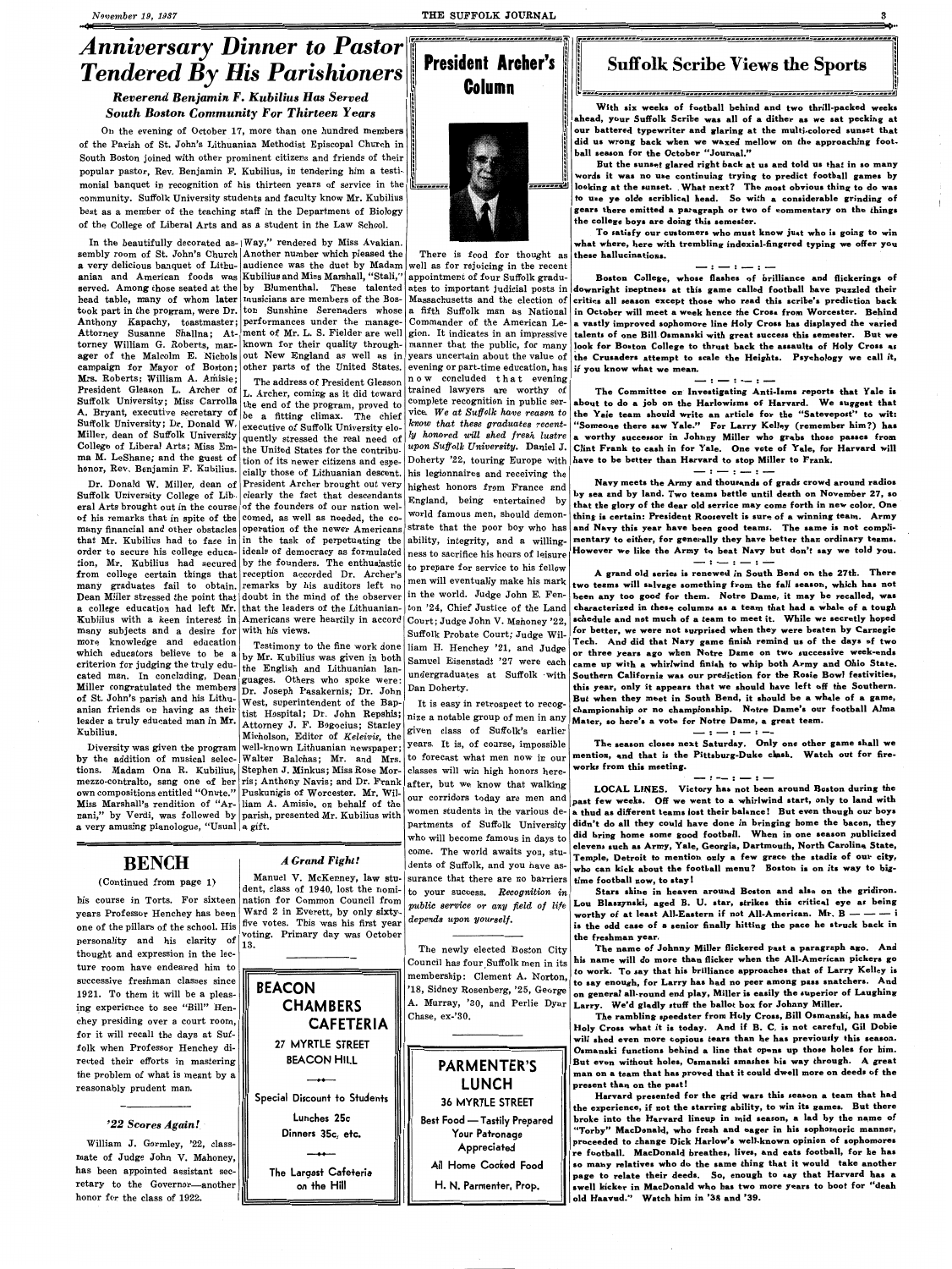# Anniversary Dinner to Pastor Tendered By His Parishioners

### Reverend Benjamin F. Kubilius Has Served South Boston Community For Thirteen Years

On the evening of October 17, more than one hundred members of the Parish of St. John's Lithuanian Methodist Episcopal Church in South Boston joined with other prominent citizens and friends of their popular pastor, Rev. Benjamin F. Kubilius, in tendering him a testimonial banquet in recognition of his thirteen years of service in the community. Suffolk University students and faculty know Mr. Kubilius best as a member of the teaching staff in the Department of Biology of the College of Liberal Arts and as a student in the Law School.

In the beautifully decorated assembly room of St. John's Church a very delicious banquet of Lithuanian and American foods was served. Among those seated at the head table, many of whom later took part in the program, were Dr. Anthony Kapachy, toastmaster; Attorney Susanne Shallna; Attorney William G. Roberts, manager of the Malcolm E. Nichols campaign for Mayor of Boston; Mrs. Roberts; William A. Amisie; President Gleason L. Archer of Suffolk University; Miss Carrolla A. Bryant, executive secretary of Suffolk University; Dr. Donald W. Miller, dean of Suffolk University College of Liberal Arts; Miss Emma M. LeShane; and the guest of honor, Rev. Benjamin F. Kubilius.

Dr. Donald W. Miller, dean of Suffolk University College of Liberal Arts brought out in the course of his remarks that in spite of the many financial and other obstacles that Mr. Kubilius had to face in order to secure his college education, Mr. Kubilius had secured from college certain things that many graduates fail to obtain. Dean Miller stressed the point that a college education had left Mr. Kubilius with a keen interest in many subjects and a desire for more knowledge and education which educators believe to be a criterion for judging the truly educated man. In concluding, Dean Miller congratulated the members of St. John's parish and his Lithuanian friends on having as their leader a truly educated man in Mr. Kubilius.

Diversity was given the program by the addition of musical selections. Madam Ona R. Kubilius, mezzo-contralto, sang one of her own compositions entitled "Onute." Miss Marshall's rendition of "Arnani," by Verdi, was followed by a very amusing pianologue, "Usual Way," rendered by Miss Avakian. Another number which pleased the audience was the duet by Madam Kubilius and Miss Marshall, "Stali," by Blumenthal. These talented musicians are members of the Boston Sunshine Serenaders whose performances under the management of Mr. L. S. Fielder are well known for their quality throughout New England as well as in other parts of the United States.

The address of President Gleason L. Archer, coming as it did toward the end of the program, proved to be a fitting climax. The chief executive of Suffolk University eloquently stressed the real need of the United States for the contribution of its newer citizens and especially those of Lithuanian descent. President Archer brought out very clearly the fact that descendants of the founders of our nation welcomed, as well as needed, the cooperation of the newer Americans in the task of perpetuating the ideals of democracy as formulated by the founders. The enthusiastic reception accorded Dr. Archer's remarks by his auditors left no doubt in the mind of the observer that the leaders of the Lithuanian-Americans were heartily in accord with his views.

Testimony to the fine work done by Mr. Kubilius was given in both the English and Lithuanian languages. Others who spoke were: Dr. Joseph Pasakernis; Dr. John West, superintendent of the Baptist Hospital; Dr. John Repshis; Attorney J. F. Bogocius; Stanley Micholson, Editor of *Keleivis*, the well-known Lithuanian newspaper; Walter Balchas; Mr. and Mrs. Stephen J. Minkus; Miss Rose Morris; Anthony Navis; and Dr. Frank Puskunigis of Worcester. Mr. William A. Amisie, on behalf of the parish, presented Mr. Kubilius with a gift.

## BENCH

(Continued from page 1)

his course in Torts. For sixteen years Professor Henchey has been one of the pillars of the school. His personality and his clarity of thought and expression in the lecture room have endeared him to successive freshman classes since 1921. To them it will be a pleasing experience to see "Bill" Henchey presiding over a court room, for it will recall the days at Suffolk when Professor Henchey directed their efforts in mastering the problem of what is meant by a reasonably prudent man.

### '22 Scores Again!

William J. Gormley, '22, classmate of Judge John V. Mahoney, has been appointed assistant secretary to the Governor—another honor for the class of 1922.

### A Grand Fight!

Manuel V. McKenney, law student, class of 1940, lost the nomination for Common Council from Ward 2 in Everett, by only sixty-five votes. This was his first year voting. Primary day was October 13.

**BEACON CHAMBERS CAFETERIA**
27 MYRTLE STREET
BEACON HILL

Special Discount to Students

Lunches 25c
Dinners 35c, etc.

The Largest Cafeteria on the Hill

## President Archer's Column

There is food for thought as well as for rejoicing in the recent appointment of four Suffolk graduates to important judicial posts in Massachusetts and the election of a fifth Suffolk man as National Commander of the American Legion. It indicates in an impressive manner that the public, for many years uncertain about the value of evening or part-time education, has now concluded that evening trained lawyers are worthy of complete recognition in public service. *We at Suffolk have reason to know that these graduates recently honored will shed fresh lustre upon Suffolk University.* Daniel J. Doherty '22, touring Europe with his legionnaires and receiving the highest honors from France and England, being entertained by world famous men, should demonstrate that the poor boy who has ability, integrity, and a willingness to sacrifice his hours of leisure to prepare for service to his fellow men will eventually make his mark in the world. Judge John E. Fenton '24, Chief Justice of the Land Court; Judge John V. Mahoney '22, Suffolk Probate Court; Judge William H. Henchey '21, and Judge Samuel Eisenstadt '27 were each undergraduates at Suffolk with Dan Doherty.

It is easy in retrospect to recognize a notable group of men in any given class of Suffolk's earlier years. It is, of course, impossible to forecast what men now in our classes will win high honors hereafter, but we know that walking our corridors today are men and women students in the various departments of Suffolk University who will become famous in days to come. The world awaits you, students of Suffolk, and you have assurance that there are no barriers to your success. *Recognition in public service or any field of life depends upon yourself.*

The newly elected Boston City Council has four Suffolk men in its membership: Clement A. Norton, '18, Sidney Rosenberg, '25, George A. Murray, '30, and Perlie Dyar Chase, ex-'30.

**PARMENTER'S LUNCH**
36 MYRTLE STREET

Best Food — Tastily Prepared
Your Patronage Appreciated
All Home Cooked Food
H. N. Parmenter, Prop.

## Suffolk Scribe Views the Sports

With six weeks of football behind and two thrill-packed weeks ahead, your Suffolk Scribe was all of a dither as we sat pecking at our battered typewriter and glaring at the multi-colored sunset that did us wrong back when we waxed mellow on the approaching football season for the October "Journal."

But the sunset glared right back at us and told us that in so many words it was no use continuing trying to predict football games by looking at the sunset. What next? The most obvious thing to do was to use ye olde scriblical head. So with a considerable grinding of gears there emitted a paragraph or two of commentary on the things the college boys are doing this semester.

To satisfy our customers who must know just who is going to win what where, here with trembling indexial-fingered typing we offer you these hallucinations.

— : — : —

Boston College, whose flashes of brilliance and flickerings of downright ineptness at this game called football have puzzled their critics all season except those who read this scribe's prediction back in October will meet a week hence the Cross from Worcester. Behind a vastly improved sophomore line Holy Cross has displayed the varied talents of one Bill Osmanski with great success this semester. But we look for Boston College to thrust back the assaults of Holy Cross as the Crusaders attempt to scale the Heights. Psychology we call it, if you know what we mean.

— : — : —

The Committee on Investigating Anti-Isms reports that Yale is about to do a job on the Harlowisms of Harvard. We suggest that the Yale team should write an article for the "Satevepost" to wit: "Someone there saw Yale." For Larry Kelley (remember him?) has a worthy successor in Johnny Miller who grabs those passes from Clint Frank to cash in for Yale. One vote of Yale, for Harvard will have to be better than Harvard to stop Miller to Frank.

— : — : —

Navy meets the Army and thousands of grads crowd around radios by sea and by land. Two teams battle until death on November 27, so that the glory of the dear old service may come forth in new color. One thing is certain: President Roosevelt is sure of a winning team. Army and Navy this year have been good teams. The same is not complimentary to either, for generally they have better than ordinary teams. However we like the Army to beat Navy but don't say we told you.

— : — : —

A grand old series is renewed in South Bend on the 27th. There two teams will salvage something from the fall season, which has not been any too good for them. Notre Dame, it may be recalled, was characterized in these columns as a team that had a whale of a tough schedule and not much of a team to meet it. While we secretly hoped for better, we were not surprised when they were beaten by Carnegie Tech. And did that Navy game finish remind us of the days of two or three years ago when Notre Dame on two successive week-ends came up with a whirlwind finish to whip both Army and Ohio State. Southern California was our prediction for the Rosie Bowl festivities, this year, only it appears that we should have left off the Southern. But when they meet in South Bend, it should be a whale of a game, championship or no championship. Notre Dame's our football Alma Mater, so here's a vote for Notre Dame, a great team.

— : — : —

The season closes next Saturday. Only one other game shall we mention, and that is the Pittsburg-Duke clash. Watch out for fireworks from this meeting.

— : — : —

LOCAL LINES. Victory has not been around Boston during the past few weeks. Off we went to a whirlwind start, only to land with a thud as different teams lost their balance! But even though our boys didn't do all they could have done in bringing home the bacon, they did bring home some good football. When in one season publicized elevens such as Army, Yale, Georgia, Dartmouth, North Carolina State, Temple, Detroit to mention only a few grace the stadia of our city, who can kick about the football menu? Boston is on its way to big-time football now, to stay!

Stars shine in heaven around Boston and also on the gridiron. Lou Blaszynski, aged B. U. star, strikes this critical eye as being worthy of at least All-Eastern if not All-American. Mr. B — — — i is the odd case of a senior finally hitting the pace he struck back in the freshman year.

The name of Johnny Miller flickered past a paragraph ago. And his name will do more than flicker when the All-American pickers go to work. To say that his brilliance approaches that of Larry Kelley is to say enough, for Larry has had no peer among pass snatchers. And on general all-round end play, Miller is easily the superior of Laughing Larry. We'd gladly stuff the ballot box for Johnny Miller.

The rambling speedster from Holy Cross, Bill Osmanski, has made Holy Cross what it is today. And if B. C. is not careful, Gil Dobie will shed even more copious tears than he has previously this season. Osmanski functions behind a line that opens up those holes for him. But even without holes, Osmanski smashes his way through. A great man on a team that has proved that it could dwell more on deeds of the present than on the past!

Harvard presented for the grid wars this season a team that had the experience, if not the starring ability, to win its games. But there broke into the Harvard lineup in mid season, a lad by the name of "Torby" MacDonald, who fresh and eager in his sophomoric manner, proceeded to change Dick Harlow's well-known opinion of sophomores re football. MacDonald breathes, lives, and eats football, for he has so many relatives who do the same thing that it would take another page to relate their deeds. So, enough to say that Harvard has a swell kicker in MacDonald who has two more years to boot for "deah old Haavud." Watch him in '38 and '39.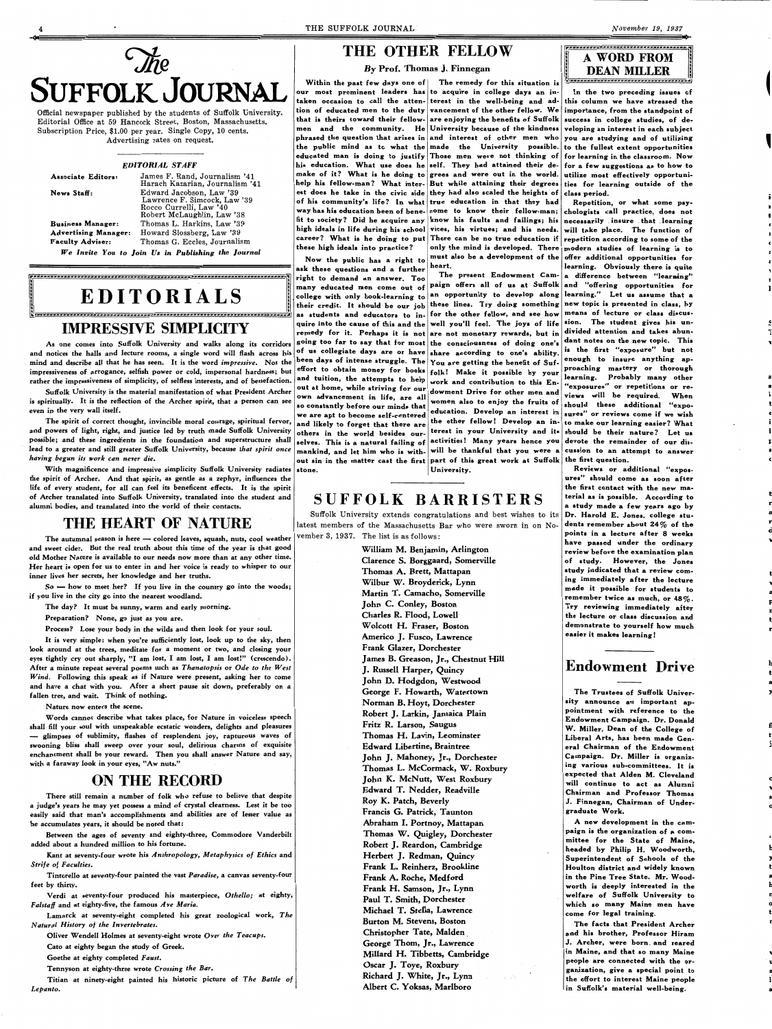# The SUFFOLK JOURNAL

Official newspaper published by the students of Suffolk University. Editorial Office at 59 Hancock Street, Boston, Massachusetts. Subscription Price, $1.00 per year. Single Copy, 10 cents. Advertising rates on request.

*EDITORIAL STAFF*

| | |
|---|---|
| **Associate Editors:** | James F. Rand, Journalism '41<br>Harach Kazarian, Journalism '41 |
| **News Staff:** | Edward Jacobson, Law '39<br>Lawrence F. Simcock, Law '39<br>Rocco Currelli, Law '40<br>Robert McLaughlin, Law '38 |
| **Business Manager:** | Thomas L. Harkins, Law '39 |
| **Advertising Manager:** | Howard Slossberg, Law '39 |
| **Faculty Adviser:** | Thomas G. Eccles, Journalism |

***We Invite You to Join Us in Publishing the Journal***

# EDITORIALS

## IMPRESSIVE SIMPLICITY

As one comes into Suffolk University and walks along its corridors and notices the halls and lecture rooms, a single word will flash across his mind and describe all that he has seen. It is the word *impressive*. Not the impressiveness of arrogance, selfish power or cold, impersonal hardness; but rather the impressiveness of simplicity, of selfless interests, and of benefaction.

Suffolk University is the material manifestation of what President Archer is spiritually. It is the reflection of the Archer spirit, that a person can see even in the very wall itself.

The spirit of correct thought, invincible moral courage, spiritual fervor, and powers of light, right, and justice led by truth made Suffolk University possible; and these ingredients in the foundation and superstructure shall lead to a greater and still greater Suffolk University, because *that spirit once having begun its work can never die.*

With magnificence and impressive simplicity Suffolk University radiates the spirit of Archer. And that spirit, as gentle as a zephyr, influences the life of every student, for all can feel its beneficent effects. It is the spirit of Archer translated into Suffolk University, translated into the student and alumni bodies, and translated into the world of their contacts.

## THE HEART OF NATURE

The autumnal season is here — colored leaves, squash, nuts, cool weather and sweet cider. But the real truth about this time of the year is that good old Mother Nature is available to our needs now more than at any other time. Her heart is open for us to enter in and her voice is ready to whisper to our inner lives her secrets, her knowledge and her truths.

So — how to meet her? If you live in the country go into the woods; if you live in the city go into the nearest woodland.

The day? It must be sunny, warm and early morning.

Preparation? None, go just as you are.

Process? Lose your body in the wilds and then look for your soul.

It is very simple: when you're sufficiently lost, look up to the sky, then look around at the trees, meditate for a moment or two, and closing your eyes tightly cry out sharply, "I am lost, I am lost, I am lost!" (crescendo). After a minute repeat several poems such as *Thanatopsis* or *Ode to the West Wind*. Following this speak as if Nature were present, asking her to come and have a chat with you. After a short pause sit down, preferably on a fallen tree, and wait. Think of nothing.

Nature now enters the scene.

Words cannot describe what takes place, for Nature in voiceless speech shall fill your soul with unspeakable ecstatic wonders, delights and pleasures — glimpses of sublimity, flashes of resplendent joy, rapturous waves of swooning bliss shall sweep over your soul, delirious charms of exquisite enchantment shall be your reward. Then you shall answer Nature and say, with a faraway look in your eyes, "Aw nuts."

## ON THE RECORD

There still remain a number of folk who refuse to believe that despite a judge's years he may yet possess a mind of crystal clearness. Lest it be too easily said that man's accomplishments and abilities are of lesser value as he accumulates years, it should be noted that:

Between the ages of seventy and eighty-three, Commodore Vanderbilt added about a hundred million to his fortune.

Kant at seventy-four wrote his *Anthropology, Metaphysics of Ethics* and *Strife of Faculties*.

Tintoretto at seventy-four painted the vast *Paradise*, a canvas seventy-four feet by thirty.

Verdi at seventy-four produced his masterpiece, *Othello*; at eighty, *Falstaff* and at eighty-five, the famous *Ave Maria*.

Lamarck at seventy-eight completed his great zoological work, *The Natural History of the Invertebrates*.

Oliver Wendell Holmes at seventy-eight wrote *Over the Teacups*.

Cato at eighty began the study of Greek.

Goethe at eighty completed *Faust*.

Tennyson at eighty-three wrote *Crossing the Bar*.

Titian at ninety-eight painted his historic picture of *The Battle of Lepanto*.

# THE OTHER FELLOW

*By Prof. Thomas J. Finnegan*

Within the past few days one of our most prominent leaders has taken occasion to call the attention of educated men to the duty that is theirs toward their fellow-men and the community. He phrased the question that arises in the public mind as to what the educated man is doing to justify his education. What use does he make of it? What is he doing to help his fellow-man? What interest does he take in the civic side of his community's life? In what way has his education been of benefit to society? Did he acquire any high ideals in life during his school career? What is he doing to put these high ideals into practice?

Now the public has a right to ask these questions and a further right to demand an answer. Too many educated men come out of college with only book-learning to their credit. It should be our job as students and educators to inquire into the cause of this and the remedy for it. Perhaps it is not going too far to say that for most of us collegiate days are or have been days of intense struggle. The effort to obtain money for books and tuition, the attempts to help out at home, while striving for our own advancement in life, are all so constantly before our minds that we are apt to become self-centered and likely to forget that there are others in the world besides ourselves. This is a natural failing of mankind, and let him who is without sin in the matter cast the first stone.

The remedy for this situation is to acquire in college days an interest in the well-being and advancement of the other fellow. We are enjoying the benefits of Suffolk University because of the kindness and interest of other men who made the University possible. Those men were not thinking of self. They had attained their degrees and were out in the world. But while attaining their degrees they had also scaled the heights of true education in that they had come to know their fellow-man; know his faults and failings; his vices, his virtues; and his needs. There can be no true education if only the mind is developed. There must also be a development of the heart.

The present Endowment Campaign offers all of us at Suffolk an opportunity to develop along these lines. Try doing something for the other fellow, and see how well you'll feel. The joys of life are not monetary rewards, but in the consciousness of doing one's share according to one's ability. You are getting the benefit of Suffolk! Make it possible by your work and contribution to this Endowment Drive for other men and women also to enjoy the fruits of education. Develop an interest in the other fellow! Develop an interest in your University and its activities! Many years hence you will be thankful that you were a part of this great work at Suffolk University.

# SUFFOLK BARRISTERS

Suffolk University extends congratulations and best wishes to its latest members of the Massachusetts Bar who were sworn in on November 3, 1937. The list is as follows:

William M. Benjamin, Arlington
Clarence S. Borggaard, Somerville
Thomas A. Brett, Mattapan
Wilbur W. Broyderick, Lynn
Martin T. Camacho, Somerville
John C. Conley, Boston
Charles H. Flood, Lowell
Wolcott H. Fraser, Boston
Americo J. Fusco, Lawrence
Frank Glazer, Dorchester
James B. Greason, Jr., Chestnut Hill
J. Russell Harper, Quincy
John D. Hodgdon, Westwood
George F. Howarth, Watertown
Norman B. Hoyt, Dorchester
Robert J. Larkin, Jamaica Plain
Fritz R. Larson, Saugus
Thomas H. Lavin, Leominster
Edward Libertine, Braintree
John J. Mahoney, Jr., Dorchester
Thomas L. McCormack, W. Roxbury
John K. McNutt, West Roxbury
Edward T. Nedder, Readville
Roy K. Patch, Beverly
Francis G. Patrick, Taunton
Abraham I. Portnoy, Mattapan
Thomas W. Quigley, Dorchester
Robert J. Reardon, Cambridge
Herbert J. Redman, Quincy
Frank L. Reinherz, Brookline
Frank A. Roche, Medford
Frank H. Samson, Jr., Lynn
Paul T. Smith, Dorchester
Michael T. Stella, Lawrence
Burton M. Stevens, Boston
Christopher Tate, Malden
George Thom, Jr., Lawrence
Millard H. Tibbetts, Cambridge
Oscar J. Toye, Roxbury
Richard J. White, Jr., Lynn
Albert C. Yoksas, Marlboro

# A WORD FROM DEAN MILLER

In the two preceding issues of this column we have stressed the importance, from the standpoint of success in college studies, of developing an interest in each subject you are studying and of utilizing to the fullest extent opportunities for learning in the classroom. Now for a few suggestions as to how to utilize most effectively opportunities for learning outside of the class period.

Repetition, or what some psychologists call practice, does not necessarily insure that learning will take place. The function of repetition according to some of the modern studies of learning is to offer additional opportunities for learning. Obviously there is quite a difference between "learning" and "offering opportunities for learning." Let us assume that a new topic is presented in class, by means of lecture or class discussion. The student gives his undivided attention and takes abundant notes on the new topic. This is the first "exposure" but not enough to insure anything approaching mastery or thorough learning. Probably many other "exposures" or repetitions or reviews will be required. When should these additional "exposures" or reviews come if we wish to make our learning easier? What should be their nature? Let us devote the remainder of our discussion to an attempt to answer the first question.

Reviews or additional "exposures" should come as soon after the first contact with the new material as is possible. According to a study made a few years ago by Dr. Harold E. Jones, college students remember about 24% of the points in a lecture after 8 weeks have passed under the ordinary review before the examination plan of study. However, the Jones study indicated that a review coming immediately after the lecture made it possible for students to remember twice as much, or 48%. Try reviewing immediately after the lecture or class discussion and demonstrate to yourself how much easier it makes learning!

# Endowment Drive

The Trustees of Suffolk University announce an important appointment with reference to the Endowment Campaign. Dr. Donald W. Miller, Dean of the College of Liberal Arts, has been made General Chairman of the Endowment Campaign. Dr. Miller is organizing various sub-committees. It is expected that Alden M. Cleveland will continue to act as Alumni Chairman and Professor Thomas J. Finnegan, Chairman of Undergraduate Work.

A new development in the campaign is the organization of a committee for the State of Maine, headed by Philip H. Woodworth, Superintendent of Schools of the Houlton district and widely known in the Pine Tree State. Mr. Woodworth is deeply interested in the welfare of Suffolk University to which so many Maine men have come for legal training.

The facts that President Archer and his brother, Professor Hiram J. Archer, were born and reared in Maine, and that so many Maine people are connected with the organization, give a special point to the effort to interest Maine people in Suffolk's material well-being.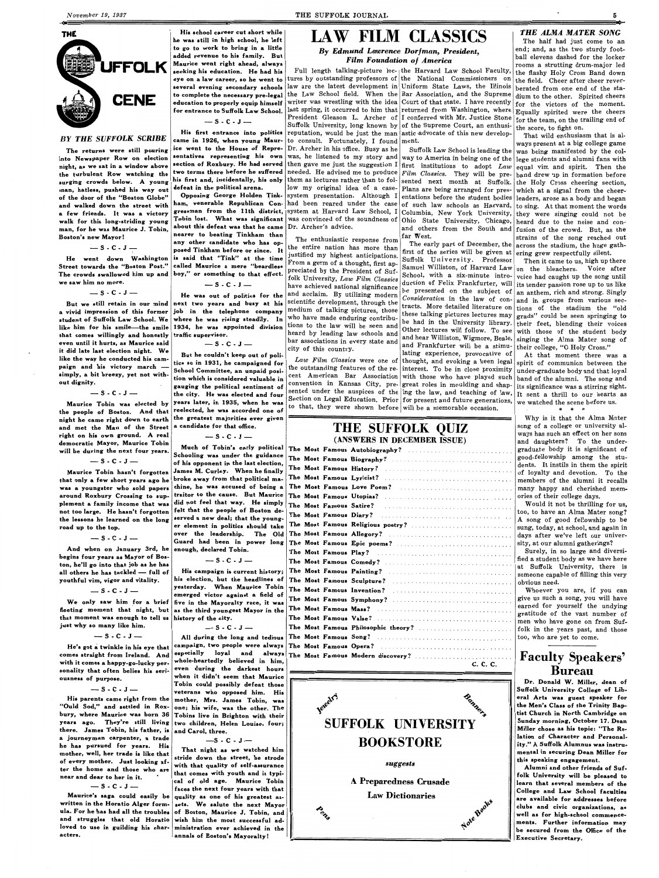# THE SUFFOLK SCENE

*BY THE SUFFOLK SCRIBE*

The returns were still pouring into Newspaper Row on election night, as we sat in a window above the turbulent Row watching the surging crowds below. A young man, hatless, pushed his way out of the door of the "Boston Globe" and walked down the street with a few friends. It was a victory walk for this long-striding young man, for he was Maurice J. Tobin, Boston's new Mayor!

— S - C - J —

He went down Washington Street towards the "Boston Post." The crowds swallowed him up and we saw him no more.

— S - C - J —

But we still retain in our mind a vivid impression of this former student of Suffolk Law School. We like him for his smile—the smile that comes willingly and honestly even until it hurts, as Maurice said it did late last election night. We like the way he conducted his campaign and his victory march — simply, a bit breezy, yet not without dignity.

— S - C - J —

Maurice Tobin was elected by the people of Boston. And that night he came right down to earth and met the Man of the Street right on his own ground. A real democratic Mayor, Maurice Tobin will be during the next four years.

— S - C - J —

Maurice Tobin hasn't forgotten that only a few short years ago he was a youngster who sold papers around Roxbury Crossing to supplement a family income that was not too large. He hasn't forgotten the lessons he learned on the long road up to the top.

— S - C - J —

And when on January 3rd, he begins four years as Mayor of Boston, he'll go into that job as he has all others he has tackled — full of youthful vim, vigor and vitality.

— S - C - J —

We only saw him for a brief fleeting moment that night, but that moment was enough to tell us just why so many like him.

— S - C - J —

He's got a twinkle in his eye that comes straight from Ireland. And with it comes a happy-go-lucky personality that often belies his seriousness of purpose.

— S - C - J —

His parents came right from the "Ould Sod," and settled in Roxbury, where Maurice was born 36 years ago. They're still living there. James Tobin, his father, is a journeyman carpenter, a trade he has pursued for years. His mother, well, her trade is like that of every mother. Just looking after the home and those who are near and dear to her in it.

— S - C - J —

Maurice's saga could easily be written in the Horatio Alger formula. For he has had all the troubles and struggles that old Horatio loved to use in guilding his characters.

His school career cut short while he was still in high school, he left to go to work to bring in a little added revenue to his family. But Maurice went right ahead, always seeking his education. He had his eye on a law career, so he went to several evening secondary schools to complete the necessary pre-legal education to properly equip himself for entrance to Suffolk Law School.

— S - C - J —

His first entrance into politics came in 1926, when young Maurice went to the House of Representatives representing his own section of Roxbury. He had served two terms there before he suffered his first and, incidentally, his only defeat in the political arena.

Opposing George Holden Tinkham, venerable Republican Congressman from the 11th district, Tobin lost. What was significant about this defeat was that he came nearer to beating Tinkham than any other candidate who has opposed Tinkham before or since. It is said that "Tink" at the time called Maurice a mere "beardless boy," or something to that effect.

— S - C - J —

He was out of politics for the next two years and busy at his job in the telephone company where he was rising steadily. In 1934, he was appointed division traffic supervisor.

— S - C - J —

But he couldn't keep out of politics so in 1931, he campaigned for School Committee, an unpaid position which is considered valuable in gauging the political sentiment of the city. He was elected and four years later, in 1935, when he was reelected, he was accorded one of the greatest majorities ever given a candidate for that office.

— S - C - J —

Much of Tobin's early political Schooling was under the guidance of his opponent in the last election, James M. Curley. When he finally broke away from that political machine, he was accused of being a traitor to the cause. But Maurice did not feel that way. He simply felt that the people of Boston deserved a new deal; that the younger element in politics should take over the leadership. The Old Guard had been in power long enough, declared Tobin.

— S - C - J —

His campaign is current history; his election, but the headlines of yesterday. When Maurice Tobin emerged victor against a field of five in the Mayoralty race, it was as the third youngest Mayor in the history of the city.

— S - C - J —

All during the long and tedious campaign, two people were always especially loyal and always whole-heartedly believed in him, even during the darkest hours when it didn't seem that Maurice Tobin could possibly defeat those veterans who opposed him. His mother, Mrs. James Tobin, was one; his wife, was the other. The Tobins live in Brighton with their two children, Helen Louise, four; and Carol, three.

— S - C - J —

That night as we watched him stride down the street, he strode with that quality of self-assurance that comes with youth and is typical of old age. Maurice Tobin faces the next four years with that quality as one of his greatest assets. We salute the next Mayor of Boston, Maurice J. Tobin, and wish him the most successful administration ever achieved in the annals of Boston's Mayoralty!

# LAW FILM CLASSICS

*By Edmund Lawrence Dorfman, President, Film Foundation of America*

Full length talking-picture lectures by outstanding professors of law are the latest development in the Law School field. When the writer was wrestling with the idea last spring, it occurred to him that President Gleason L. Archer of Suffolk University, long known by reputation, would be just the man to consult. Fortunately, I found Dr. Archer in his office. Busy as he was, he listened to my story and then gave me just the suggestion I needed. He advised me to produce them as lectures rather than to follow my original idea of a case-system presentation. Although I had been reared under the case system at Harvard Law School, I was convinced of the soundness of Dr. Archer's advice.

The enthusiastic response from the entire nation has more than justified my highest anticipations. From a germ of a thought, first appreciated by the President of Suffolk University, *Law Film Classics* have achieved national significance and acclaim. By utilizing modern scientific development, through the medium of talking pictures, those who have made enduring contributions to the law will be seen and heard by leading law schools and bar associations in every state and city of this country.

*Law Film Classics* were one of the outstanding features of the recent American Bar Association convention in Kansas City, presented under the auspices of the Section on Legal Education. Prior to that, they were shown before the Harvard Law School Faculty, the National Commissioners on Uniform State Laws, the Illinois Bar Association, and the Supreme Court of that state. I have recently returned from Washington, where I conferred with Mr. Justice Stone of the Supreme Court, an enthusiastic advocate of this new development.

Suffolk Law School is leading the way to America in being one of the first institutions to adopt *Law Film Classics*. They will be presented next month at Suffolk. Plans are being arranged for presentations before the student bodies of such law schools as Harvard, Columbia, New York University, Ohio State University, Chicago, and others from the South and far West.

The early part of December, the first of the series will be given at Suffolk University. Professor Samuel Williston, of Harvard Law School, with a six-minute introduction of Felix Frankfurter, will be presented on the subject of *Consideration* in the law of contracts. More detailed literature on these talking pictures lectures may be had in the University library. Other lectures will follow. To see and hear Williston, Wigmore, Beale, and Frankfurter will be a stimulating experience, provocative of thought, and evoking a keen legal interest. To be in close proximity with those who have played such great roles in moulding and shaping the law, and teaching of law, for present and future generations, will be a memorable occasion.

# THE SUFFOLK QUIZ

**(ANSWERS IN DECEMBER ISSUE)**

The Most Famous Autobiography? ..........
The Most Famous Biography? ..........
The Most Famous History? ..........
The Most Famous Lyricist? ..........
The Most Famous Love Poem? ..........
The Most Famous Utopias? ..........
The Most Famous Satire? ..........
The Most Famous Diary? ..........
The Most Famous Religious poetry? ..........
The Most Famous Allegory? ..........
The Most Famous Epic poems? ..........
The Most Famous Play? ..........
The Most Famous Comedy? ..........
The Most Famous Painting? ..........
The Most Famous Sculpture? ..........
The Most Famous Invention? ..........
The Most Famous Symphony? ..........
The Most Famous Mass? ..........
The Most Famous Valse? ..........
The Most Famous Philosophic theory? ..........
The Most Famous Song? ..........
The Most Famous Opera? ..........
The Most Famous Modern discovery? ..........

C. C. C.

Jewelry — Banners

**SUFFOLK UNIVERSITY BOOKSTORE**

*suggests*

**A Preparedness Crusade**

**Law Dictionaries**

Pens — Note Books

### THE ALMA MATER SONG

The half had just come to an end; and, as the two sturdy football elevens dashed for the locker rooms a strutting drum-major led the flashy Holy Cross Band down the field. Cheer after cheer reverberated from one end of the stadium to the other. Spirited cheers for the victors of the moment. Equally spirited were the cheers for the team, on the trailing end of the score, to fight on.

That wild enthusiasm that is always present at a big college game was being manifested by the college students and alumni fans with equal vim and spirit. Then the band drew up in formation before the Holy Cross cheering section, which at a signal from the cheerleaders, arose as a body and began to sing. At that moment the words they were singing could not be heard due to the noise and confusion of the crowd. But, as the strains of the song reached out across the stadium, the huge gathering grew respectfully silent.

Then it came to us, high up there on the bleachers. Voice after voice had caught up the song until its tender passion rose up to us like an anthem, rich and strong. Singly and in groups from various sections of the stadium the "old grads" could be seen springing to their feet, blending their voices with those of the student body singing the Alma Mater song of their college, "O Holy Cross."

At that moment there was a spirit of communion between the under-graduate body and that loyal band of the alumni. The song and its significance was a stirring sight. It sent a thrill to our hearts as we watched the scene before us.

\* \* \*

Why is it that the Alma Mater song of a college or university always has such an effect on her sons and daughters? To the undergraduate body it is significant of good-fellowship among the students. It instils in them the spirit of loyalty and devotion. To the members of the alumni it recalls many happy and cherished memories of their college days.

Would it not be thrilling for us, too, to have an Alma Mater song? A song of good fellowship to be sung, today, at school, and again in days after we've left our university, at our alumni gatherings?

Surely, in so large and diversified a student body as we have here at Suffolk University, there is someone capable of filling this very obvious need.

Whoever you are, if you can give us such a song, you will have earned for yourself the undying gratitude of the vast number of men who have gone on from Suffolk in the years past, and those too, who are yet to come.

# Faculty Speakers' Bureau

**Dr. Donald W. Miller, dean of Suffolk University College of Liberal Arts was guest speaker for the Men's Class of the Trinity Baptist Church in North Cambridge on Sunday morning, October 17. Dean Miller chose as his topic: "The Relation of Character and Personality." A Suffolk Alumnus was instrumental in securing Dean Miller for this speaking engagement.**

**Alumni and other friends of Suffolk University will be pleased to learn that several members of the College and Law School faculties are available for addresses before clubs and civic organizations, as well as for high-school commencements. Further information may be secured from the Office of the Executive Secretary.**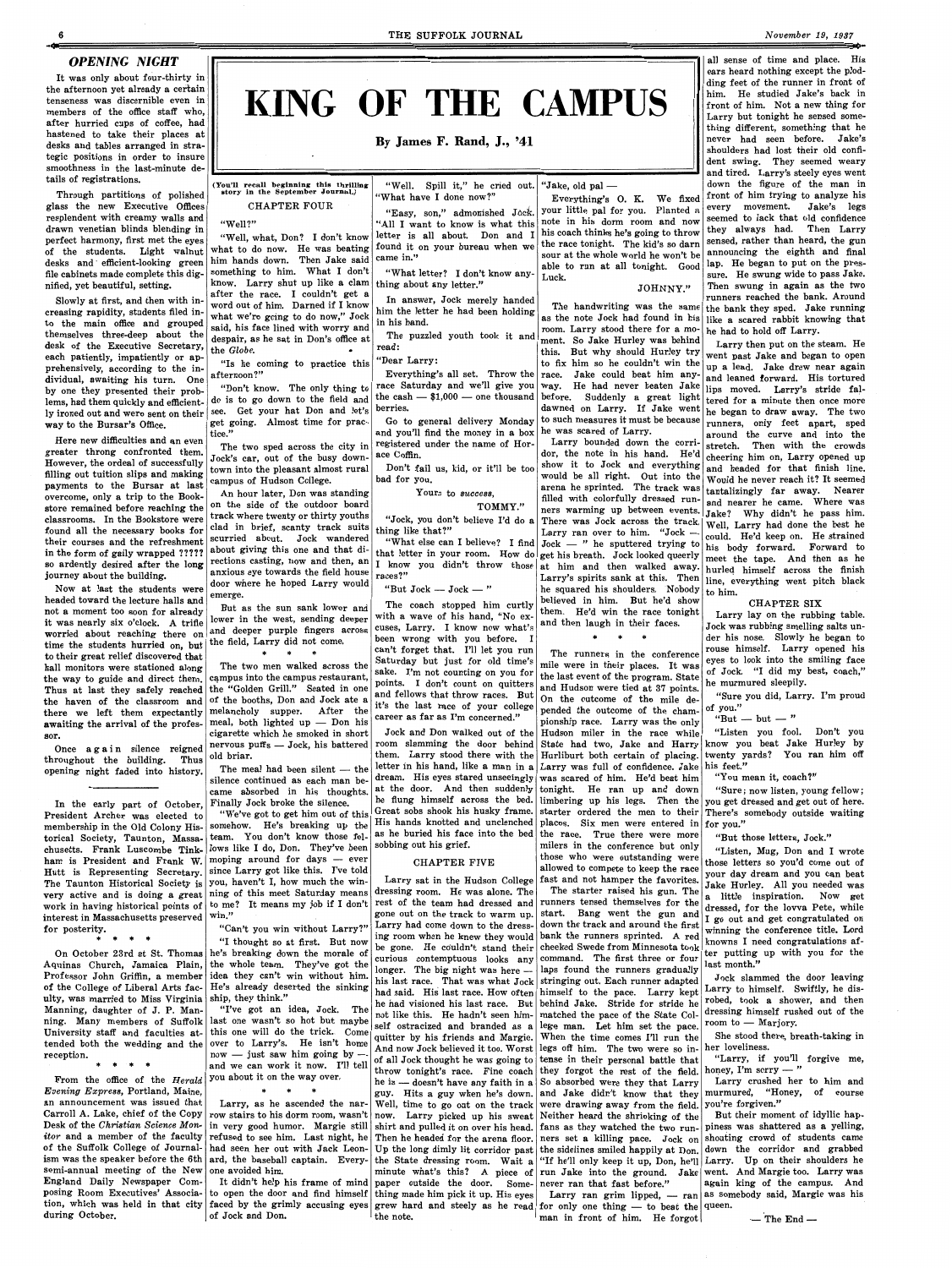## OPENING NIGHT

It was only about four-thirty in the afternoon yet already a certain tenseness was discernible even in members of the office staff who, after hurried cups of coffee, had hastened to take their places at desks and tables arranged in strategic positions in order to insure smoothness in the last-minute details of registrations.

Through partitions of polished glass the new Executive Offices resplendent with creamy walls and drawn venetian blinds blending in perfect harmony, first met the eyes of the students. Light walnut desks and efficient-looking green file cabinets made complete this dignified, yet beautiful, setting.

Slowly at first, and then with increasing rapidity, students filed into the main office and grouped themselves three-deep about the desk of the Executive Secretary, each patiently, impatiently or apprehensively, according to the individual, awaiting his turn. One by one they presented their problems, had them quickly and efficiently ironed out and were sent on their way to the Bursar's Office.

Here new difficulties and an even greater throng confronted them. However, the ordeal of successfully filling out tuition slips and making payments to the Bursar at last overcome, only a trip to the Bookstore remained before reaching the classrooms. In the Bookstore were found all the necessary books for their courses and the refreshment in the form of gaily wrapped ????? so ardently desired after the long journey about the building.

Now at last the students were headed toward the lecture halls and not a moment too soon for already it was nearly six o'clock. A trifle worried about reaching there on time the students hurried on, but to their great relief discovered that hall monitors were stationed along the way to guide and direct them. Thus at last they safely reached the haven of the classroom and there we left them expectantly awaiting the arrival of the professor.

Once again silence reigned throughout the building. Thus opening night faded into history.

---

In the early part of October, President Archer was elected to membership in the Old Colony Historical Society, Taunton, Massachusetts. Frank Luscombe Tinkham is President and Frank W. Hutt is Representing Secretary. The Taunton Historical Society is very active and is doing a great work in having historical points of interest in Massachusetts preserved for posterity.

\* \* \* \*

On October 23rd at St. Thomas Aquinas Church, Jamaica Plain, Professor John Griffin, a member of the College of Liberal Arts faculty, was married to Miss Virginia Manning, daughter of J. P. Manning. Many members of Suffolk University staff and faculties attended both the wedding and the reception.

\* \* \* \*

From the office of the *Herald Evening Express*, Portland, Maine, an announcement was issued that Carroll A. Lake, chief of the Copy Desk of the *Christian Science Monitor* and a member of the faculty of the Suffolk College of Journalism was the speaker before the 6th semi-annual meeting of the New England Daily Newspaper Composing Room Executives' Association, which was held in that city during October.

# KING OF THE CAMPUS

**By James F. Rand, J., '41**

(You'll recall beginning this thrilling story in the September Journal.)

### CHAPTER FOUR

"Well?"

"Well, what, Don? I don't know what to do now. He was beating him hands down. Then Jake said something to him. What I don't know. Larry shut up like a clam after the race. I couldn't get a word out of him. Darned if I know what we're going to do now," Jock said, his face lined with worry and despair, as he sat in Don's office at the *Globe*.

"Is he coming to practice this afternoon?"

"Don't know. The only thing to do is to go down to the field and see. Get your hat Don and let's get going. Almost time for practice."

The two sped across the city in Jock's car, out of the busy downtown into the pleasant almost rural campus of Hudson College.

An hour later, Don was standing on the side of the outdoor board track where twenty or thirty youths clad in brief, scanty track suits scurried about. Jock wandered about giving this one and that directions casting, now and then, an anxious eye towards the field house door where he hoped Larry would emerge.

But as the sun sank lower and lower in the west, sending deeper and deeper purple fingers across the field, Larry did not come.

\* \* \*

The two men walked across the campus into the campus restaurant, the "Golden Grill." Seated in one of the booths, Don and Jock ate a melancholy supper. After the meal, both lighted up — Don his cigarette which he smoked in short nervous puffs — Jock, his battered old briar.

The meal had been silent — the silence continued as each man became absorbed in his thoughts. Finally Jock broke the silence.

"We've got to get him out of this somehow. He's breaking up the team. You don't know those fellows like I do, Don. They've been moping around for days — ever since Larry got like this. I've told you, haven't I, how much the winning of this meet Saturday means to me? It means my job if I don't win."

"Can't you win without Larry?"

"I thought so at first. But now he's breaking down the morale of the whole team. They've got the idea they can't win without him. He's already deserted the sinking ship, they think."

"I've got an idea, Jock. The last one wasn't so hot but maybe this one will do the trick. Come over to Larry's. He isn't home now — just saw him going by —, and we can work it now. I'll tell you about it on the way over.

\* \* \*

Larry, as he ascended the narrow stairs to his dorm room, wasn't in very good humor. Margie still refused to see him. Last night, he had seen her out with Jack Leonard, the baseball captain. Everyone avoided him.

It didn't help his frame of mind to open the door and find himself faced by the grimly accusing eyes of Jock and Don.

"Well. Spill it," he cried out. "What have I done now?"

"Easy, son," admonished Jock. "All I want to know is what this letter is all about. Don and I found it on your bureau when we came in."

"What letter? I don't know anything about any letter."

In answer, Jock merely handed him the letter he had been holding in his hand.

The puzzled youth took it and read:

"Dear Larry:

Everything's all set. Throw the race Saturday and we'll give you the cash — $1,000 — one thousand berries.

Go to general delivery Monday and you'll find the money in a box registered under the name of Horace Coffin.

Don't fail us, kid, or it'll be too bad for you.

Yours to *success*,

TOMMY."

"Jock, you don't believe I'd do a thing like that?"

"What else can I believe? I find that letter in your room. How do I know you didn't throw those races?"

"But Jock — Jock — "

The coach stopped him curtly with a wave of his hand, "No excuses, Larry. I know now what's been wrong with you before. I can't forget that. I'll let you run Saturday but just for old time's sake. I'm not counting on you for points. I don't count on quitters and fellows that throw races. But it's the last race of your college career as far as I'm concerned."

Jock and Don walked out of the room slamming the door behind them. Larry stood there with the letter in his hand, like a man in a dream. His eyes stared unseeingly at the door. And then suddenly he flung himself across the bed. Great sobs shook his husky frame. His hands knotted and unclenched as he buried his face into the bed sobbing out his grief.

### CHAPTER FIVE

Larry sat in the Hudson College dressing room. He was alone. The rest of the team had dressed and gone out on the track to warm up. Larry had come down to the dressing room when he knew they would be gone. He couldn't stand their curious contemptuous looks any longer. The big night was here — his last race. That was what Jock had said. His last race. How often he had visioned his last race. But not like this. He hadn't seen himself ostracized and branded as a quitter by his friends and Margie. And now Jock believed it too. Worst of all Jock thought he was going to throw tonight's race. Fine coach he is — doesn't have any faith in a guy. Hits a guy when he's down. Well, time to go out on the track now. Larry picked up his sweat shirt and pulled it on over his head. Then he headed for the arena floor. Up the long dimly lit corridor past the State dressing room. Wait a minute what's this? A piece of paper outside the door. Something made him pick it up. His eyes grew hard and steely as he read the note.

"Jake, old pal —

Everything's O. K. We fixed your little pal for you. Planted a note in his dorm room and now his coach thinks he's going to throw the race tonight. The kid's so darn sour at the whole world he won't be able to run at all tonight. Good Luck.

JOHNNY."

The handwriting was the same as the note Jock had found in his room. Larry stood there for a moment. So Jake Hurley was behind this. But why should Hurley try to fix him so he couldn't win the race. Jake could beat him anyway. He had never beaten Jake before. Suddenly a great light dawned on Larry. If Jake went to such measures it must be because he was scared of Larry.

Larry bounded down the corridor, the note in his hand. He'd show it to Jock and everything would be all right. Out into the arena he sprinted. The track was filled with colorfully dressed runners warming up between events. There was Jock across the track. Larry ran over to him. "Jock — Jock — " he sputtered trying to get his breath. Jock looked queerly at him and then walked away. Larry's spirits sank at this. Then he squared his shoulders. Nobody believed in him. But he'd show them. He'd win the race tonight and then laugh in their faces.

\* \* \*

The runners in the conference mile were in their places. It was the last event of the program. State and Hudson were tied at 37 points. On the outcome of the mile depended the outcome of the championship race. Larry was the only Hudson miler in the race while State had two, Jake and Harry Hurliburt both certain of placing. Larry was full of confidence. Jake was scared of him. He'd beat him tonight. He ran up and down limbering up his legs. Then the starter ordered the men to their places. Six men were entered in the race. True there were more milers in the conference but only those who were outstanding were allowed to compete to keep the race fast and not hamper the favorites.

The starter raised his gun. The runners tensed themselves for the start. Bang went the gun and down the track and around the first bank the runners sprinted. A red cheeked Swede from Minnesota took command. The first three or four laps found the runners gradually stringing out. Each runner adapted himself to the pace. Larry kept behind Jake. Stride for stride he matched the pace of the State College man. Let him set the pace. When the time comes I'll run the legs off him. The two were so intense in their personal battle that they forgot the rest of the field. So absorbed were they that Larry and Jake didn't know that they were drawing away from the field. Neither heard the shrieking of the fans as they watched the two runners set a killing pace. Jock on the sidelines smiled happily at Don. "If he'll only keep it up, Don, he'll run Jake into the ground. Jake never ran that fast before."

Larry ran grim lipped, — ran for only one thing — to beat the man in front of him. He forgot all sense of time and place. His ears heard nothing except the plodding feet of the runner in front of him. He studied Jake's back in front of him. Not a new thing for Larry but tonight he sensed something different, something that he never had seen before. Jake's shoulders had lost their old confident swing. They seemed weary and tired. Larry's steely eyes went down the figure of the man in front of him trying to analyze his every movement. Jake's legs seemed to lack that old confidence they always had. Then Larry sensed, rather than heard, the gun announcing the eighth and final lap. He began to put on the pressure. He swung wide to pass Jake. Then swung in again as the two runners reached the bank. Around the bank they sped. Jake running like a scared rabbit knowing that he had to hold off Larry.

Larry then put on the steam. He went past Jake and began to open up a lead. Jake drew near again and leaned forward. His tortured lips moved. Larry's stride faltered for a minute then once more he began to draw away. The two runners, only feet apart, sped around the curve and into the stretch. Then with the crowds cheering him on, Larry opened up and headed for that finish line. Would he never reach it? It seemed tantalizingly far away. Nearer and nearer he came. Where was Jake? Why didn't he pass him. Well, Larry had done the best he could. He'd keep on. He strained his body forward. Forward to meet the tape. And then as he hurled himself across the finish line, everything went pitch black to him.

### CHAPTER SIX

Larry lay on the rubbing table. Jock was rubbing smelling salts under his nose. Slowly he began to rouse himself. Larry opened his eyes to look into the smiling face of Jock. "I did my best, coach," he murmured sleepily.

"Sure you did, Larry. I'm proud of you."

"But — but — "

"Listen you fool. Don't you know you beat Jake Hurley by twenty yards? You ran him off his feet."

"You mean it, coach?"

"Sure; now listen, young fellow; you get dressed and get out of here. There's somebody outside waiting for you."

"But those letters, Jock."

"Listen, Mug, Don and I wrote those letters so you'd come out of your day dream and you can beat Jake Hurley. All you needed was a little inspiration. Now get dressed, for the lovva Pete, while I go out and get congratulated on winning the conference title. Lord knowns I need congratulations after putting up with you for the last month."

Jock slammed the door leaving Larry to himself. Swiftly, he disrobed, took a shower, and then dressing himself rushed out of the room to — Marjory.

She stood there, breath-taking in her loveliness.

"Larry, if you'll forgive me, honey, I'm sorry — "

Larry crushed her to him and murmured, "Honey, of course you're forgiven."

But their moment of idyllic happiness was shattered as a yelling, shouting crowd of students came down the corridor and grabbed Larry. Up on their shoulders he went. And Margie too. Larry was again king of the campus. And as somebody said, Margie was his queen.

— The End —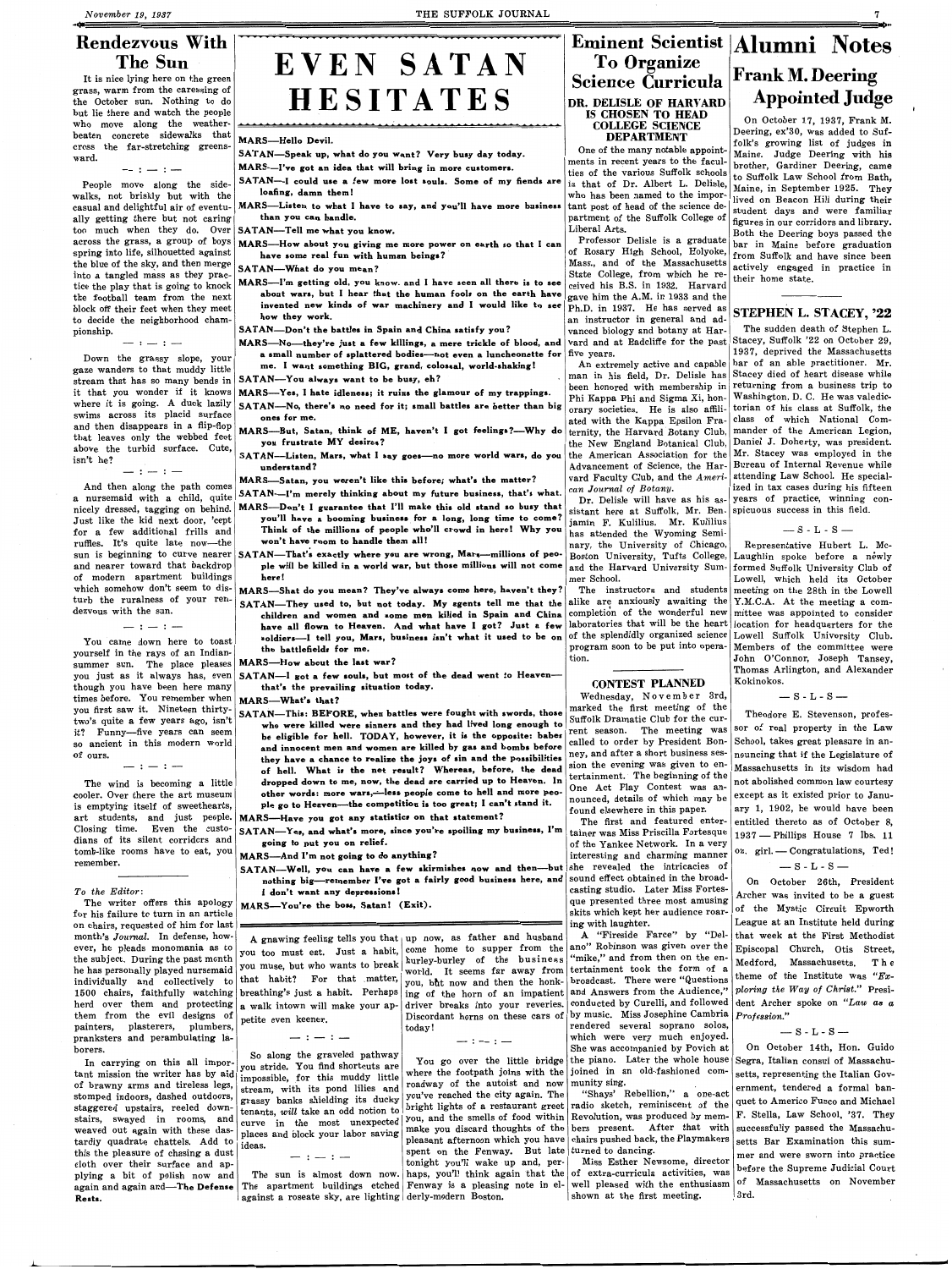## Rendezvous With The Sun

It is nice lying here on the green grass, warm from the caressing of the October sun. Nothing to do but lie there and watch the people who move along the weather-beaten concrete sidewalks that cross the far-stretching greensward.

— : — : —

People move along the sidewalks, not briskly but with the casual and delightful air of eventually getting there but not caring too much when they do. Over across the grass, a group of boys spring into life, silhouetted against the blue of the sky, and then merge into a tangled mass as they practice the play that is going to knock the football team from the next block off their feet when they meet to decide the neighborhood championship.

— : — : —

Down the grassy slope, your gaze wanders to that muddy little stream that has so many bends in it that you wonder if it knows where it is going. A duck lazily swims across its placid surface and then disappears in a flip-flop that leaves only the webbed feet above the turbid surface. Cute, isn't he?

— : — : —

And then along the path comes a nursemaid with a child, quite nicely dressed, tagging on behind. Just like the kid next door, 'cept for a few additional frills and ruffles. It's quite late now—the sun is beginning to curve nearer and nearer toward that backdrop of modern apartment buildings which somehow don't seem to disturb the ruralness of your rendezvous with the sun.

— : — : —

You came down here to toast yourself in the rays of an Indian-summer sun. The place pleases you just as it always has, even though you have been here many times before. You remember when you first saw it. Nineteen thirty-two's quite a few years ago, isn't it? Funny—five years can seem so ancient in this modern world of ours.

— : — : —

The wind is becoming a little cooler. Over there the art museum is emptying itself of sweethearts, art students, and just people. Closing time. Even the custodians of its silent corridors and tomb-like rooms have to eat, you remember.

A gnawing feeling tells you that you too must eat. Just a habit, you muse, but who wants to break that habit? For that matter, breathing's just a habit. Perhaps a walk intown will make your appetite even keener.

— : — : —

So along the graveled pathway you stride. You find shortcuts are impossible, for this muddy little stream, with its pond lilies and grassy banks shielding its ducky tenants, *will* take an odd notion to curve in the most unexpected places and block your labor saving ideas.

— : — : —

The sun is almost down now. The apartment buildings etched against a roseate sky, are lighting up now, as father and husband come home to supper from the hurley-burley of the business world. It seems far away from you, but now and then the honking of the horn of an impatient driver breaks into your reveries. Discordant horns on these cars of today!

— : — : —

You go over the little bridge where the footpath joins with the roadway of the autoist and now you've reached the city again. The bright lights of a restaurant greet you, and the smells of food within make you discard thoughts of the pleasant afternoon which you have spent on the Fenway. But late tonight you'll wake up and, perhaps, you'll think again that the Fenway is a pleasing note in elderly-modern Boston.

---

*To the Editor*:

The writer offers this apology for his failure to turn in an article on chairs, requested of him for last month's *Journal*. In defense, however, he pleads monomania as to the subject. During the past month he has personally played nursemaid individually and collectively to 1500 chairs, faithfully watching herd over them and protecting them from the evil designs of painters, plasterers, plumbers, pranksters and perambulating laborers.

In carrying on this all important mission the writer has by aid of brawny arms and tireless legs, stomped indoors, dashed outdoors, staggered upstairs, reeled downstairs, swayed in rooms, and weaved out again with these dastardly quadrate chattels. Add to this the pleasure of chasing a dust cloth over their surface and applying a bit of polish now and again and again and—**The Defense Rests.**

---

# EVEN SATAN HESITATES

**MARS**—Hello Devil.

**SATAN**—Speak up, what do you want? Very busy day today.

**MARS**—I've got an idea that will bring in more customers.

**SATAN**—I could use a few more lost souls. Some of my fiends are loafing, damn them!

**MARS**—Listen to what I have to say, and you'll have more business than you can handle.

**SATAN**—Tell me what you know.

**MARS**—How about you giving me more power on earth so that I can have some real fun with human beings?

**SATAN**—What do you mean?

**MARS**—I'm getting old, you know, and I have seen all there is to see about wars, but I hear that the human fools on the earth have invented new kinds of war machinery and I would like to see how they work.

**SATAN**—Don't the battles in Spain and China satisfy you?

**MARS**—No—they're just a few killings, a mere trickle of blood, and a small number of splattered bodies—not even a luncheonette for me. I want something BIG, grand, colossal, world-shaking!

**SATAN**—You always want to be busy, eh?

**MARS**—Yes, I hate idleness; it ruins the glamour of my trappings.

**SATAN**—No, there's no need for it; small battles are better than big ones for me.

**MARS**—But, Satan, think of ME, haven't I got feelings?—Why do you frustrate MY desires?

**SATAN**—Listen, Mars, what I say goes—no more world wars, do you understand?

**MARS**—Satan, you weren't like this before; what's the matter?

**SATAN**—I'm merely thinking about my future business, that's what.

**MARS**—Don't I guarantee that I'll make this old stand so busy that you'll have a booming business for a long, long time to come? Think of the millions of people who'll crowd in here! Why you won't have room to handle them all!

**SATAN**—That's exactly where you are wrong, Mars—millions of people will be killed in a world war, but those millions will not come here!

**MARS**—Shat do you mean? They've always come here, haven't they?

**SATAN**—They used to, but not today. My agents tell me that the children and women and some men killed in Spain and China have all flown to Heaven. And what have I got? Just a few soldiers—I tell you, Mars, business isn't what it used to be on the battlefields for me.

**MARS**—How about the last war?

**SATAN**—I got a few souls, but most of the dead went to Heaven—that's the prevailing situation today.

**MARS**—What's that?

**SATAN**—This: BEFORE, when battles were fought with swords, those who were killed were sinners and they had lived long enough to be eligible for hell. TODAY, however, it is the opposite: babes and innocent men and women are killed by gas and bombs before they have a chance to realize the joys of sin and the possibilities of hell. What is the net result? Whereas, before, the dead dropped down to me, now, the dead are carried up to Heaven. In other words: more wars,—less people come to hell and more people go to Heaven—the competition is too great; I can't stand it.

**MARS**—Have you got any statistics on that statement?

**SATAN**—Yes, and what's more, since you're spoiling my business, I'm going to put you on relief.

**MARS**—And I'm not going to do anything?

**SATAN**—Well, you can have a few skirmishes now and then—but nothing big—remember I've got a fairly good business here, and I don't want any depressions!

**MARS**—You're the boss, Satan! (Exit).

---

## Eminent Scientist To Organize Science Curricula

### DR. DELISLE OF HARVARD IS CHOSEN TO HEAD COLLEGE SCIENCE DEPARTMENT

One of the many notable appointments in recent years to the faculties of the various Suffolk schools is that of Dr. Albert L. Delisle, who has been named to the important post of head of the science department of the Suffolk College of Liberal Arts.

Professor Delisle is a graduate of Rosary High School, Holyoke, Mass., and of the Massachusetts State College, from which he received his B.S. in 1932. Harvard gave him the A.M. in 1933 and the Ph.D. in 1937. He has served as an instructor in general and advanced biology and botany at Harvard and at Radcliffe for the past five years.

An extremely active and capable man in his field, Dr. Delisle has been honored with membership in Phi Kappa Phi and Sigma Xi, honorary societies. He is also affiliated with the Kappa Epsilon Fraternity, the Harvard Botany Club, the New England Botanical Club, the American Association for the Advancement of Science, the Harvard Faculty Club, and the *American Journal of Botany*.

Dr. Delisle will have as his assistant here at Suffolk, Mr. Benjamin F. Kulilius. Mr. Kulilius has attended the Wyoming Seminary, the University of Chicago, Boston University, Tufts College, and the Harvard University Summer School.

The instructors and students alike are anxiously awaiting the completion of the wonderful new laboratories that will be the heart of the splendidly organized science program soon to be put into operation.

### CONTEST PLANNED

Wednesday, November 3rd, marked the first meeting of the Suffolk Dramatic Club for the current season. The meeting was called to order by President Bonney, and after a short business session the evening was given to entertainment. The beginning of the One Act Play Contest was announced, details of which may be found elsewhere in this paper.

The first and featured entertainer was Miss Priscilla Fortesque of the Yankee Network. In a very interesting and charming manner she revealed the intricacies of sound effect obtained in the broadcasting studio. Later Miss Fortesque presented three most amusing skits which kept her audience roaring with laughter.

A "Fireside Farce" by "Delano" Robinson was given over the "mike," and from then on the entertainment took the form of a broadcast. There were "Questions and Answers from the Audience," conducted by Curelli, and followed by music. Miss Josephine Cambria rendered several soprano solos, which were very much enjoyed. She was accompanied by Povich at the piano. Later the whole house joined in an old-fashioned community sing.

"Shays' Rebellion," a one-act radio sketch, reminiscent of the Revolution, was produced by members present. After that with chairs pushed back, the Playmakers turned to dancing.

Miss Esther Newsome, director of extra-curricula activities, was well pleased with the enthusiasm shown at the first meeting.

---

# Alumni Notes

## Frank M. Deering Appointed Judge

On October 17, 1937, Frank M. Deering, ex'30, was added to Suffolk's growing list of judges in Maine. Judge Deering with his brother, Gardiner Deering, came to Suffolk Law School from Bath, Maine, in September 1925. They lived on Beacon Hill during their student days and were familiar figures in our corridors and library. Both the Deering boys passed the bar in Maine before graduation from Suffolk and have since been actively engaged in practice in their home state.

## STEPHEN L. STACEY, '22

The sudden death of Stephen L. Stacey, Suffolk '22 on October 29, 1937, deprived the Massachusetts bar of an able practitioner. Mr. Stacey died of heart disease while returning from a business trip to Washington, D. C. He was valedictorian of his class at Suffolk, the class of which National Commander of the American Legion, Daniel J. Doherty, was president. Mr. Stacey was employed in the Bureau of Internal Revenue while attending Law School. He specialized in tax cases during his fifteen years of practice, winning conspicuous success in this field.

— S - L - S —

Representative Hubert L. McLaughlin spoke before a newly formed Suffolk University Club of Lowell, which held its October meeting on the 28th in the Lowell Y.M.C.A. At the meeting a committee was appointed to consider location for headquarters for the Lowell Suffolk University Club. Members of the committee were John O'Connor, Joseph Tansey, Thomas Arlington, and Alexander Kokinokos.

— S - L - S —

Theodore E. Stevenson, professor of real property in the Law School, takes great pleasure in announcing that if the Legislature of Massachusetts in its wisdom had not abolished common law courtesy except as it existed prior to January 1, 1902, he would have been entitled thereto as of October 8, 1937 — Phillips House 7 lbs. 11 oz. girl. — Congratulations, Ted!

— S - L - S —

On October 26th, President Archer was invited to be a guest of the Mystic Circuit Epworth League at an Institute held during that week at the First Methodist Episcopal Church, Otis Street, Medford, Massachusetts. The theme of the Institute was *"Exploring the Way of Christ."* President Archer spoke on *"Law as a Profession."*

— S - L - S —

On October 14th, Hon. Guido Segra, Italian consul of Massachusetts, representing the Italian Government, tendered a formal banquet to Americo Fusco and Michael F. Stella, Law School, '37. They successfully passed the Massachusetts Bar Examination this summer and were sworn into practice before the Supreme Judicial Court of Massachusetts on November 3rd.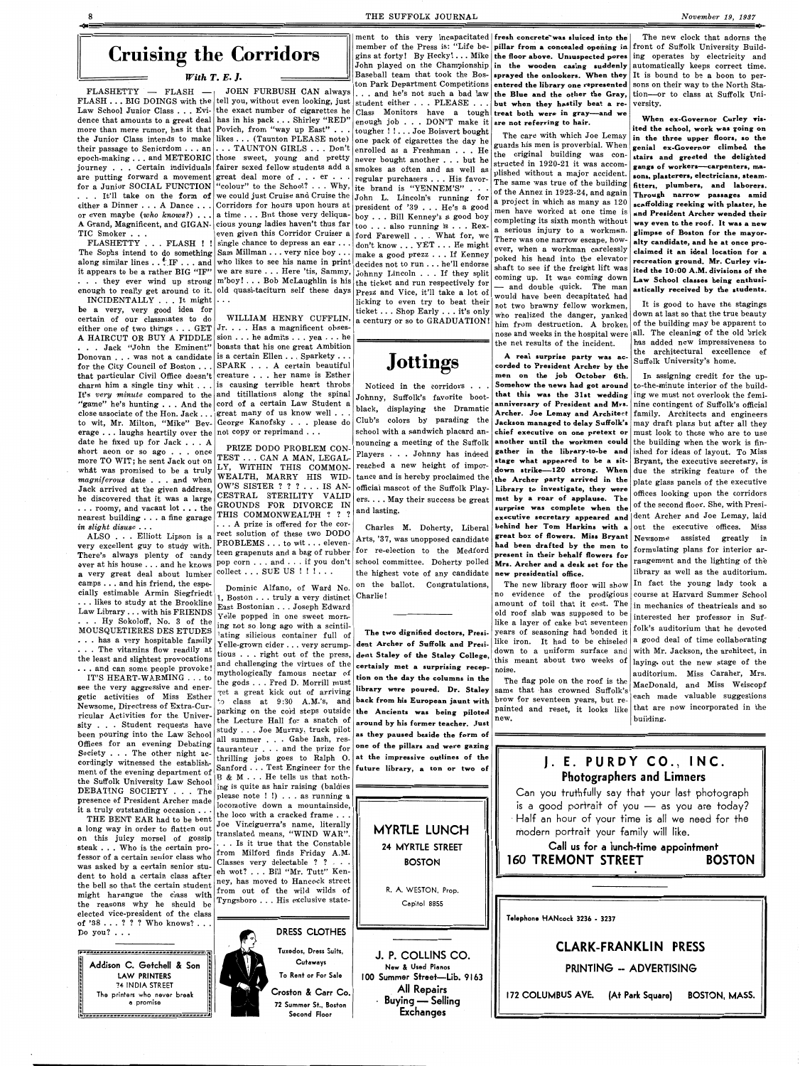# Cruising the Corridors

*With T. E. J.*

FLASHETTY — FLASH — FLASH . . . BIG DOINGS with the Law School Junior Class . . . Evidence that amounts to a great deal more than mere rumor, has it that the Junior Class intends to make their passage to Seniordom . . . an epoch-making . . . and METEORIC journey . . . Certain individuals are putting forward a movement for a Junior SOCIAL FUNCTION . . . It'll take on the form of either a Dinner . . . A Dance . . . or even maybe (*who knows?*) . . . A Grand, Magnificent, and GIGANTIC Smoker . . .

FLASHETTY . . . FLASH ! ! The Sophs intend to do something along similar lines . . IF . . . and it appears to be a rather BIG "IF" . . . they ever wind up strong enough to really get around to it.

INCIDENTALLY . . . It might be a very, very good idea for certain of our classmates to do either one of two things . . . GET A HAIRCUT OR BUY A FIDDLE . . . Jack "John the Eminent" Donovan . . . was not a candidate for the City Council of Boston . . . that particular Civil Office doesn't charm him a single tiny whit . . . It's *very minute* compared to the "game" he's hunting . . . And the close associate of the Hon. Jack . . . to wit, Mr. Milton, "Mike" Beverage . . . laughs heartily over the date he fixed up for Jack . . . A short aeon or so ago . . . once more TO WIT; he sent Jack out on what was promised to be a truly *magniferous* date . . . and when Jack arrived at the given address, he discovered that it was a large . . . roomy, and vacant lot . . . the nearest building . . . a fine garage *in slight disuse* . . .

ALSO . . . Elliott Lipson is a very excellent guy to study with. There's always plenty of candy over at his house . . . and he knows a very great deal about lumber camps . . . and his friend, the especially estimable Armin Siegfriedt . . . likes to study at the Brookline Law Library . . . with his FRIENDS . . . Hy Sokoloff, No. 3 of the MOUSQUETIERES DES ETUDES . . . has a very hospitable family . . . The vitamins flow readily at the least and slightest provocations . . . and can some people provoke!

IT'S HEART-WARMING . . . to see the very aggressive and energetic activities of Miss Esther Newsome, Directress of Extra-Curricular Activities for the University . . . Student requests have been pouring into the Law School Offices for an evening Debating Society . . . The other night accordingly witnessed the establishment of the evening department of the Suffolk University Law School DEBATING SOCIETY . . . The presence of President Archer made it a truly outstanding occasion . . .

THE BENT EAR had to be bent a long way in order to flatten out on this juicy morsel of gossip steak . . . Who is the certain professor of a certain senior class who was asked by a certain senior student to hold a certain class after the bell so that the certain student might harangue the class with the reasons why he should be elected vice-president of the class of '38 . . . ? ? ? Who knows? . . . Do you? . . .

JOHN FURBUSH CAN always tell you, without even looking, just the exact number of cigarettes he has in his pack . . . Shirley "RED" Povich, from "way up East" . . . likes . . . (Taunton PLEASE note) . . . TAUNTON GIRLS . . . Don't those sweet, young and pretty fairer sexed fellow students add a great deal more of . . . er . . . "colour" to the School? . . . Why, we could just Cruise and Cruise the Corridors for hours upon hours at a time . . . But those very deliquacious young ladies haven't thus far even given this Corridor Cruiser a single chance to depress an ear . . . Sam Millman . . . very nice boy . . . who likes to see his name in print we are sure . . . Here 'tis, Sammy, m'boy! . . . Bob McLaughlin is his old quasi-taciturn self these days . . .

WILLIAM HENRY CUFFLIN, Jr. . . . Has a magnificent obsession . . . he admits . . . yea . . . he boasts that his one great Ambition is a certain Ellen . . . Sparkety . . . SPARK . . . A certain beautiful creature . . . her name is Esther is causing terrible heart throbs and titillations along the spinal cord of a certain Law Student a great many of us know well . . . George Kanofsky . . . please do not copy or reprimand . . .

PRIZE DODO PROBLEM CONTEST . . . CAN A MAN, LEGALLY, WITHIN THIS COMMONWEALTH, MARRY HIS WIDOW'S SISTER ? ? ? . . . IS ANCESTRAL STERILITY VALID GROUNDS FOR DIVORCE IN THIS COMMONWEALTH ? ? ? . . . A prize is offered for the correct solution of these two DODO PROBLEMS . . . to wit . . . eleventeen grapenuts and a bag of rubber pop corn . . . and . . . if you don't collect . . . SUE US ! ! ! . . .

Dominic Alfano, of Ward No. 1, Boston . . . truly a very distinct East Bostonian . . . Joseph Edward Yelle popped in one sweet morning not so long ago with a scintillating silicious container full of Yelle-grown cider . . . very scrumptious . . . right out of the press, and challenging the virtues of the mythologically famous nectar of the gods . . . Fred D. Morrill must get a great kick out of arriving to class at 9:30 A.M.'s, and parking on the cold steps outside the Lecture Hall for a snatch of study . . . Joe Murray, truck pilot all summer . . . Gabe Iash, restaurateur . . . and the prize for thrilling jobs goes to Ralph O. Sanford . . . Test Engineer for the B & M . . . He tells us that nothing is quite as hair raising (baldies please note ! !) . . . as running a locomotive down a mountainside, the loco with a cracked frame . . . Joe Vinciguerra's name, literally translated means, "WIND WAR". . . . Is it true that the Constable from Milford finds Friday A.M. Classes very delectable ? ? . . . eh wot? . . . Bill "Mr. Tutt" Kenney, has moved to Hancock street from out of the wild wilds of Tyngsboro . . . His exclusive statement to this very incapacitated member of the Press is: "Life begins at forty! By Hecky! . . . Mike John played on the Championship Baseball team that took the Boston Park Department Competitions . . . and he's not such a bad law student either . . . PLEASE . . . Class Monitors have a tough enough job . . . DON'T make it tougher ! ! . . . Joe Boisvert bought one pack of cigarettes the day he enrolled as a Freshman . . . He never bought another . . . but he smokes as often and as well as regular purchasers . . . His favorite brand is "YENNEM'S" . . . John L. Lincoln's running for president of '39 . . . He's a good boy . . . Bill Kenney's a good boy too . . . also running is . . . Rexford Farewell . . . What for, we don't know . . . YET . . . He might make a good prezz . . . If Kenney decides not to run . . . he'll endorse Johnny Lincoln . . . If they split the ticket and run respectively for Prezz and Vice, it'll take a lot of licking to even try to beat their ticket . . . Shop Early . . . it's only a century or so to GRADUATION!

# Jottings

Noticed in the corridors . . . Johnny, Suffolk's favorite bootblack, displaying the Dramatic Club's colors by parading the school with a sandwich placard announcing a meeting of the Suffolk Players . . . Johnny has indeed reached a new height of importance and is hereby proclaimed the official mascot of the Suffolk Players. . . . May their success be great and lasting.

Charles M. Doherty, Liberal Arts, '37, was unopposed candidate for re-election to the Medford school committee. Doherty polled the highest vote of any candidate on the ballot. Congratulations, Charlie!

**The two dignified doctors, President Archer of Suffolk and President Staley of the Staley College, certainly met a surprising reception on the day the columns in the library were poured. Dr. Staley back from his European jaunt with the Ancients was being piloted around by his former teacher. Just as they paused beside the form of one of the pillars and were gazing at the impressive outlines of the future library, a ton or two of fresh concrete was sluiced into the pillar from a concealed opening in the floor above. Unsuspected pores in the wooden casing suddenly sprayed the onlookers. When they entered the library one represented the Blue and the other the Gray, but when they hastily beat a retreat both were in gray—and we are not referring to hair.**

The care with which Joe Lemay guards his men is proverbial. When the original building was constructed in 1920-21 it was accomplished without a major accident. The same was true of the building of the Annex in 1923-24, and again a project in which as many as 120 men have worked at one time is completing its sixth month without a serious injury to a workman. There was one narrow escape, however, when a workman carelessly poked his head into the elevator shaft to see if the freight lift was coming up. It was coming down — and double quick. The man would have been decapitated had not two brawny fellow workmen, who realized the danger, yanked him from destruction. A broken nose and weeks in the hospital were the net results of the incident.

**A real surprise party was accorded to President Archer by the men on the job October 6th. Somehow the news had got around that this was the 31st wedding anniversary of President and Mrs. Archer. Joe Lemay and Architect Jackson managed to delay Suffolk's chief executive on one pretext or another until the workmen could gather in the library-to-be and stage what appeared to be a sit-down strike—120 strong. When the Archer party arrived in the Library to investigate, they were met by a roar of applause. The surprise was complete when the executive secretary appeared and behind her Tom Harkins with a great box of flowers. Miss Bryant had been drafted by the men to present in their behalf flowers for Mrs. Archer and a desk set for the new presidential office.**

The new library floor will show no evidence of the prodigious amount of toil that it cost. The old roof slab was supposed to be like a layer of cake but seventeen years of seasoning had bonded it like iron. It had to be chiseled down to a uniform surface and this meant about two weeks of noise.

The flag pole on the roof is the same that has crowned Suffolk's brow for seventeen years, but repainted and reset, it looks like new.

The new clock that adorns the front of Suffolk University Building operates by electricity and automatically keeps correct time. It is bound to be a boon to persons on their way to the North Station—or to class at Suffolk University.

**When ex-Governor Curley visited the school, work was going on in the three upper floors, so the genial ex-Governor climbed the stairs and greeted the delighted gangs of workers—carpenters, masons, plasterers, electricians, steamfitters, plumbers, and laborers. Through narrow passages amid scaffolding reeking with plaster, he and President Archer wended their way even to the roof. It was a new glimpse of Boston for the mayoralty candidate, and he at once proclaimed it an ideal location for a recreation ground. Mr. Curley visited the 10:00 A.M. divisions of the Law School classes being enthusiastically received by the students.**

It is good to have the stagings down at last so that the true beauty of the building may be apparent to all. The cleaning of the old brick has added new impressiveness to the architectural excellence of Suffolk University's home.

In assigning credit for the up-to-the-minute interior of the building we must not overlook the feminine contingent of Suffolk's official family. Architects and engineers may draft plans but after all they must look to those who are to use the building when the work is finished for ideas of layout. To Miss Bryant, the executive secretary, is due the striking feature of the plate glass panels of the executive offices looking upon the corridors of the second floor. She, with President Archer and Joe Lemay, laid out the executive offices. Miss Newsome assisted greatly in formulating plans for interior arrangement and the lighting of the library as well as the auditorium. In fact the young lady took a course at Harvard Summer School in mechanics of theatricals and so interested her professor in Suffolk's auditorium that he devoted a good deal of time collaborating with Mr. Jackson, the architect, in laying out the new stage of the auditorium. Miss Caraher, Mrs. MacDonald, and Miss Weiscopf each made valuable suggestions that are now incorporated in the building.

---

**Addison C. Getchell & Son**
LAW PRINTERS
74 INDIA STREET
The printers who never break a promise

---

**DRESS CLOTHES**
Tuxedos, Dress Suits, Cutaways
To Rent or For Sale
**Croston & Carr Co.**
72 Summer St., Boston
Second Floor

---

**MYRTLE LUNCH**
24 MYRTLE STREET
BOSTON
R. A. WESTON, Prop.
Capitol 8855

---

**J. P. COLLINS CO.**
New & Used Pianos
100 Summer Street—Lib. 9163
All Repairs
Buying — Selling
Exchanges

---

**J. E. PURDY CO., INC.**
**Photographers and Limners**
Can you truthfully say that your last photograph is a good portrait of you — as you are today? Half an hour of your time is all we need for the modern portrait your family will like.
Call us for a lunch-time appointment
**160 TREMONT STREET BOSTON**

---

Telephone HANcock 3236 - 3237
**CLARK-FRANKLIN PRESS**
PRINTING -- ADVERTISING
172 COLUMBUS AVE. (At Park Square) BOSTON, MASS.